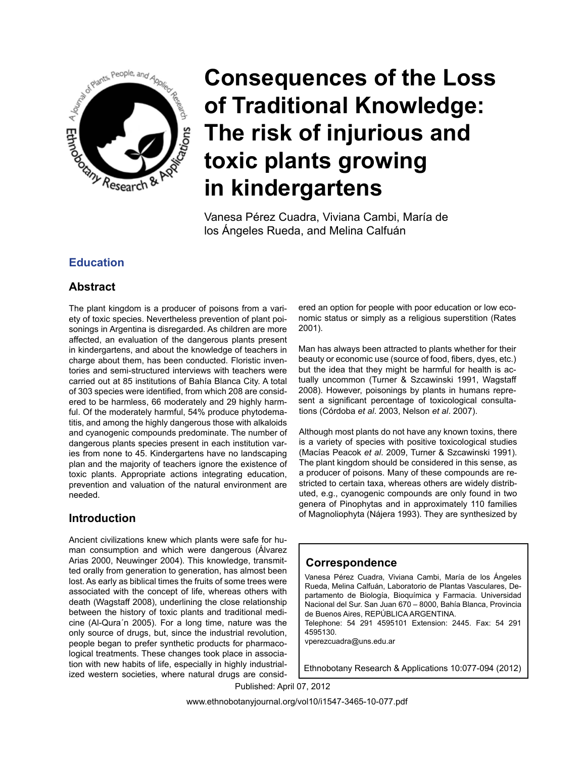# Consequences of the Loss of Traditional Knowledge: The risk of injurious and toxic plants growing in kindergartens

Vanesa Pérez Cuadra, Viviana Cambi, María de los Ángeles Rueda, and Melina Calfuán

## Education

## Abstract

The plant kingdom is a producer of poisons from a variety of toxic species. Nevertheless prevention of plant poisonings in Argentina is disregarded. As children are more affected, an evaluation of the dangerous plants present in kindergartens, and about the knowledge of teachers in charge about them, has been conducted. Floristic inventories and semi-structured interviews with teachers were carried out at 85 institutions of Bahía Blanca City. A total of 303 species were identified, from which 208 are considered to be harmless, 66 moderately and 29 highly harmful. Of the moderately harmful, 54% produce phytodematitis, and among the highly dangerous those with alkaloids and cyanogenic compounds predominate. The number of dangerous plants species present in each institution varies from none to 45. Kindergartens have no landscaping plan and the majority of teachers ignore the existence of toxic plants. Appropriate actions integrating education, prevention and valuation of the natural environment are needed.

## Introduction

Ancient civilizations knew which plants were safe for human consumption and which were dangerous (Álvarez Arias 2000, Neuwinger 2004). This knowledge, transmitted orally from generation to generation, has almost been lost. As early as biblical times the fruits of some trees were associated with the concept of life, whereas others with death (Wagstaff 2008), underlining the close relationship between the history of toxic plants and traditional medicine (Al-Qura´n 2005). For a long time, nature was the only source of drugs, but, since the industrial revolution, people began to prefer synthetic products for pharmacological treatments. These changes took place in association with new habits of life, especially in highly industrialized western societies, where natural drugs are considered an option for people with poor education or low economic status or simply as a religious superstition (Rates 2001).

Man has always been attracted to plants whether for their beauty or economic use (source of food, fibers, dyes, etc.) but the idea that they might be harmful for health is actually uncommon (Turner & Szczawinski 1991, Wagstaff 2008). However, poisonings by plants in humans represent a significant percentage of toxicological consultations (Córdoba *et al*. 2003, Nelson *et al*. 2007).

Although most plants do not have any known toxins, there is a variety of species with positive toxicological studies (Macías Peacok *et al*. 2009, Turner & Szczawinski 1991). The plant kingdom should be considered in this sense, as a producer of poisons. Many of these compounds are restricted to certain taxa, whereas others are widely distributed, e.g., cyanogenic compounds are only found in two genera of Pinophytas and in approximately 110 families of Magnoliophyta (Nájera 1993). They are synthesized by

## Correspondence

Vanesa Pérez Cuadra, Viviana Cambi, María de los Ángeles Rueda, Melina Calfuán, Laboratorio de Plantas Vasculares, Departamento de Biología, Bioquímica y Farmacia. Universidad Nacional del Sur. San Juan 670 – 8000, Bahía Blanca, Provincia de Buenos Aires, REPÚBLICA ARGENTINA.
Telephone: 54 291 4595101 Extension: 2445. Fax: 54 291 4595130.
vperezcuadra@uns.edu.ar

Published: April 07, 2012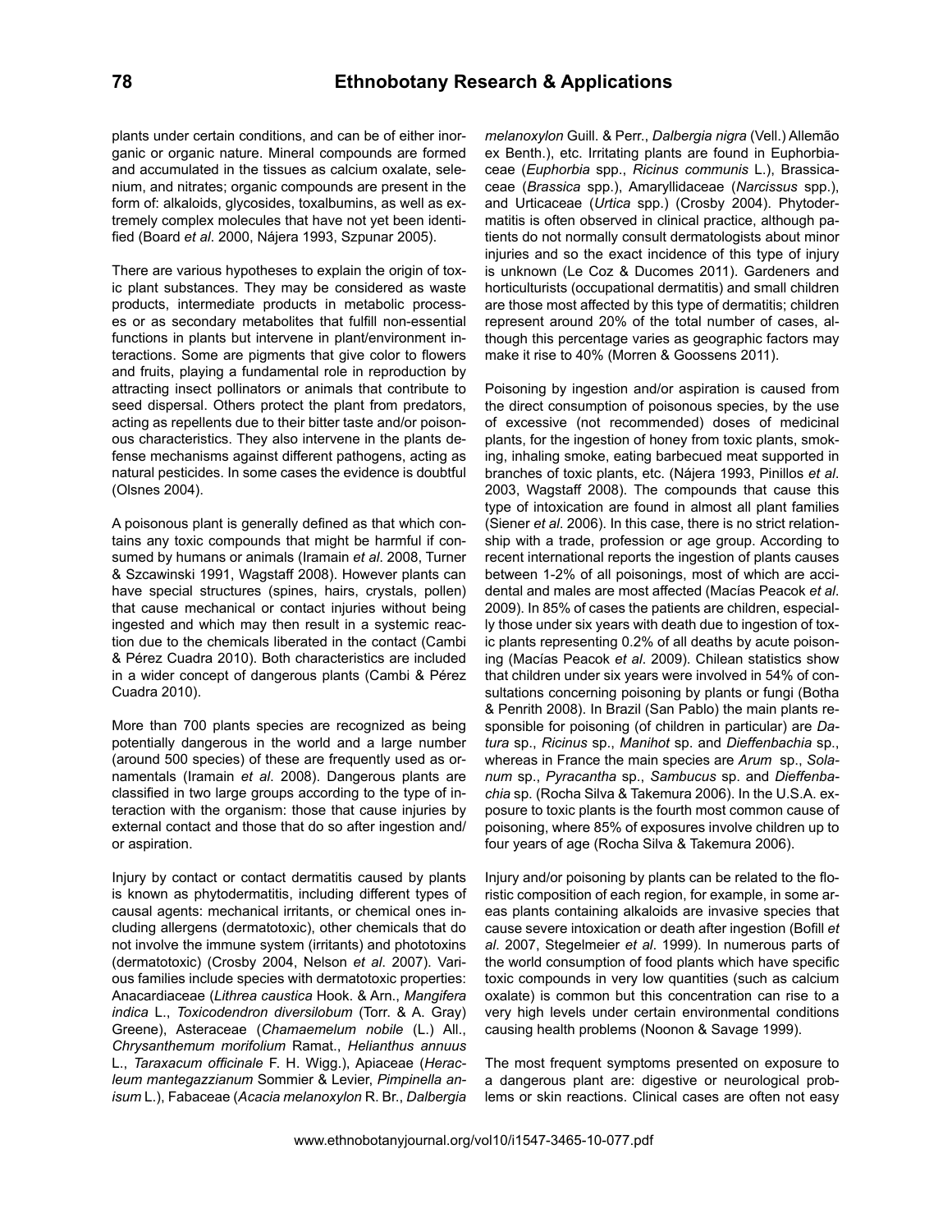plants under certain conditions, and can be of either inorganic or organic nature. Mineral compounds are formed and accumulated in the tissues as calcium oxalate, selenium, and nitrates; organic compounds are present in the form of: alkaloids, glycosides, toxalbumins, as well as extremely complex molecules that have not yet been identified (Board *et al*. 2000, Nájera 1993, Szpunar 2005).

There are various hypotheses to explain the origin of toxic plant substances. They may be considered as waste products, intermediate products in metabolic processes or as secondary metabolites that fulfill non-essential functions in plants but intervene in plant/environment interactions. Some are pigments that give color to flowers and fruits, playing a fundamental role in reproduction by attracting insect pollinators or animals that contribute to seed dispersal. Others protect the plant from predators, acting as repellents due to their bitter taste and/or poisonous characteristics. They also intervene in the plants defense mechanisms against different pathogens, acting as natural pesticides. In some cases the evidence is doubtful (Olsnes 2004).

A poisonous plant is generally defined as that which contains any toxic compounds that might be harmful if consumed by humans or animals (Iramain *et al*. 2008, Turner & Szcawinski 1991, Wagstaff 2008). However plants can have special structures (spines, hairs, crystals, pollen) that cause mechanical or contact injuries without being ingested and which may then result in a systemic reaction due to the chemicals liberated in the contact (Cambi & Pérez Cuadra 2010). Both characteristics are included in a wider concept of dangerous plants (Cambi & Pérez Cuadra 2010).

More than 700 plants species are recognized as being potentially dangerous in the world and a large number (around 500 species) of these are frequently used as ornamentals (Iramain *et al*. 2008). Dangerous plants are classified in two large groups according to the type of interaction with the organism: those that cause injuries by external contact and those that do so after ingestion and/or aspiration.

Injury by contact or contact dermatitis caused by plants is known as phytodermatitis, including different types of causal agents: mechanical irritants, or chemical ones including allergens (dermatotoxic), other chemicals that do not involve the immune system (irritants) and phototoxins (dermatotoxic) (Crosby 2004, Nelson *et al*. 2007). Various families include species with dermatotoxic properties: Anacardiaceae (*Lithrea caustica* Hook. & Arn., *Mangifera indica* L., *Toxicodendron diversilobum* (Torr. & A. Gray) Greene), Asteraceae (*Chamaemelum nobile* (L.) All., *Chrysanthemum morifolium* Ramat., *Helianthus annuus* L., *Taraxacum officinale* F. H. Wigg.), Apiaceae (*Heracleum mantegazzianum* Sommier & Levier, *Pimpinella anisum* L.), Fabaceae (*Acacia melanoxylon* R. Br., *Dalbergia melanoxylon* Guill. & Perr., *Dalbergia nigra* (Vell.) Allemão ex Benth.), etc. Irritating plants are found in Euphorbiaceae (*Euphorbia* spp., *Ricinus communis* L.), Brassicaceae (*Brassica* spp.), Amaryllidaceae (*Narcissus* spp.), and Urticaceae (*Urtica* spp.) (Crosby 2004). Phytodermatitis is often observed in clinical practice, although patients do not normally consult dermatologists about minor injuries and so the exact incidence of this type of injury is unknown (Le Coz & Ducomes 2011). Gardeners and horticulturists (occupational dermatitis) and small children are those most affected by this type of dermatitis; children represent around 20% of the total number of cases, although this percentage varies as geographic factors may make it rise to 40% (Morren & Goossens 2011).

Poisoning by ingestion and/or aspiration is caused from the direct consumption of poisonous species, by the use of excessive (not recommended) doses of medicinal plants, for the ingestion of honey from toxic plants, smoking, inhaling smoke, eating barbecued meat supported in branches of toxic plants, etc. (Nájera 1993, Pinillos *et al*. 2003, Wagstaff 2008). The compounds that cause this type of intoxication are found in almost all plant families (Siener *et al*. 2006). In this case, there is no strict relationship with a trade, profession or age group. According to recent international reports the ingestion of plants causes between 1-2% of all poisonings, most of which are accidental and males are most affected (Macías Peacok *et al*. 2009). In 85% of cases the patients are children, especially those under six years with death due to ingestion of toxic plants representing 0.2% of all deaths by acute poisoning (Macías Peacok *et al*. 2009). Chilean statistics show that children under six years were involved in 54% of consultations concerning poisoning by plants or fungi (Botha & Penrith 2008). In Brazil (San Pablo) the main plants responsible for poisoning (of children in particular) are *Datura* sp., *Ricinus* sp., *Manihot* sp. and *Dieffenbachia* sp., whereas in France the main species are *Arum* sp., *Solanum* sp., *Pyracantha* sp., *Sambucus* sp. and *Dieffenbachia* sp. (Rocha Silva & Takemura 2006). In the U.S.A. exposure to toxic plants is the fourth most common cause of poisoning, where 85% of exposures involve children up to four years of age (Rocha Silva & Takemura 2006).

Injury and/or poisoning by plants can be related to the floristic composition of each region, for example, in some areas plants containing alkaloids are invasive species that cause severe intoxication or death after ingestion (Bofill *et al*. 2007, Stegelmeier *et al*. 1999). In numerous parts of the world consumption of food plants which have specific toxic compounds in very low quantities (such as calcium oxalate) is common but this concentration can rise to a very high levels under certain environmental conditions causing health problems (Noonon & Savage 1999).

The most frequent symptoms presented on exposure to a dangerous plant are: digestive or neurological problems or skin reactions. Clinical cases are often not easy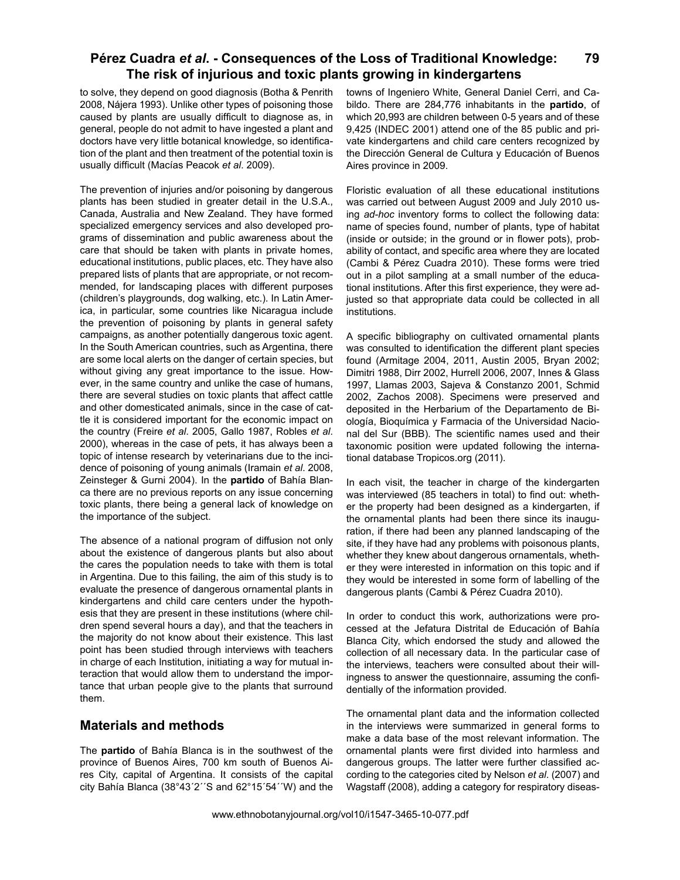to solve, they depend on good diagnosis (Botha & Penrith 2008, Nájera 1993). Unlike other types of poisoning those caused by plants are usually difficult to diagnose as, in general, people do not admit to have ingested a plant and doctors have very little botanical knowledge, so identification of the plant and then treatment of the potential toxin is usually difficult (Macías Peacok *et al*. 2009).

The prevention of injuries and/or poisoning by dangerous plants has been studied in greater detail in the U.S.A., Canada, Australia and New Zealand. They have formed specialized emergency services and also developed programs of dissemination and public awareness about the care that should be taken with plants in private homes, educational institutions, public places, etc. They have also prepared lists of plants that are appropriate, or not recommended, for landscaping places with different purposes (children's playgrounds, dog walking, etc.). In Latin America, in particular, some countries like Nicaragua include the prevention of poisoning by plants in general safety campaigns, as another potentially dangerous toxic agent. In the South American countries, such as Argentina, there are some local alerts on the danger of certain species, but without giving any great importance to the issue. However, in the same country and unlike the case of humans, there are several studies on toxic plants that affect cattle and other domesticated animals, since in the case of cattle it is considered important for the economic impact on the country (Freire *et al*. 2005, Gallo 1987, Robles *et al*. 2000), whereas in the case of pets, it has always been a topic of intense research by veterinarians due to the incidence of poisoning of young animals (Iramain *et al*. 2008, Zeinsteger & Gurni 2004). In the **partido** of Bahía Blanca there are no previous reports on any issue concerning toxic plants, there being a general lack of knowledge on the importance of the subject.

The absence of a national program of diffusion not only about the existence of dangerous plants but also about the cares the population needs to take with them is total in Argentina. Due to this failing, the aim of this study is to evaluate the presence of dangerous ornamental plants in kindergartens and child care centers under the hypothesis that they are present in these institutions (where children spend several hours a day), and that the teachers in the majority do not know about their existence. This last point has been studied through interviews with teachers in charge of each Institution, initiating a way for mutual interaction that would allow them to understand the importance that urban people give to the plants that surround them.

## Materials and methods

The **partido** of Bahía Blanca is in the southwest of the province of Buenos Aires, 700 km south of Buenos Aires City, capital of Argentina. It consists of the capital city Bahía Blanca (38°43´2´´S and 62°15´54´´W) and the towns of Ingeniero White, General Daniel Cerri, and Cabildo. There are 284,776 inhabitants in the **partido**, of which 20,993 are children between 0-5 years and of these 9,425 (INDEC 2001) attend one of the 85 public and private kindergartens and child care centers recognized by the Dirección General de Cultura y Educación of Buenos Aires province in 2009.

Floristic evaluation of all these educational institutions was carried out between August 2009 and July 2010 using *ad-hoc* inventory forms to collect the following data: name of species found, number of plants, type of habitat (inside or outside; in the ground or in flower pots), probability of contact, and specific area where they are located (Cambi & Pérez Cuadra 2010). These forms were tried out in a pilot sampling at a small number of the educational institutions. After this first experience, they were adjusted so that appropriate data could be collected in all institutions.

A specific bibliography on cultivated ornamental plants was consulted to identification the different plant species found (Armitage 2004, 2011, Austin 2005, Bryan 2002; Dimitri 1988, Dirr 2002, Hurrell 2006, 2007, Innes & Glass 1997, Llamas 2003, Sajeva & Constanzo 2001, Schmid 2002, Zachos 2008). Specimens were preserved and deposited in the Herbarium of the Departamento de Biología, Bioquímica y Farmacia of the Universidad Nacional del Sur (BBB). The scientific names used and their taxonomic position were updated following the international database Tropicos.org (2011).

In each visit, the teacher in charge of the kindergarten was interviewed (85 teachers in total) to find out: whether the property had been designed as a kindergarten, if the ornamental plants had been there since its inauguration, if there had been any planned landscaping of the site, if they have had any problems with poisonous plants, whether they knew about dangerous ornamentals, whether they were interested in information on this topic and if they would be interested in some form of labelling of the dangerous plants (Cambi & Pérez Cuadra 2010).

In order to conduct this work, authorizations were processed at the Jefatura Distrital de Educación of Bahía Blanca City, which endorsed the study and allowed the collection of all necessary data. In the particular case of the interviews, teachers were consulted about their willingness to answer the questionnaire, assuming the confidentially of the information provided.

The ornamental plant data and the information collected in the interviews were summarized in general forms to make a data base of the most relevant information. The ornamental plants were first divided into harmless and dangerous groups. The latter were further classified according to the categories cited by Nelson *et al*. (2007) and Wagstaff (2008), adding a category for respiratory diseas-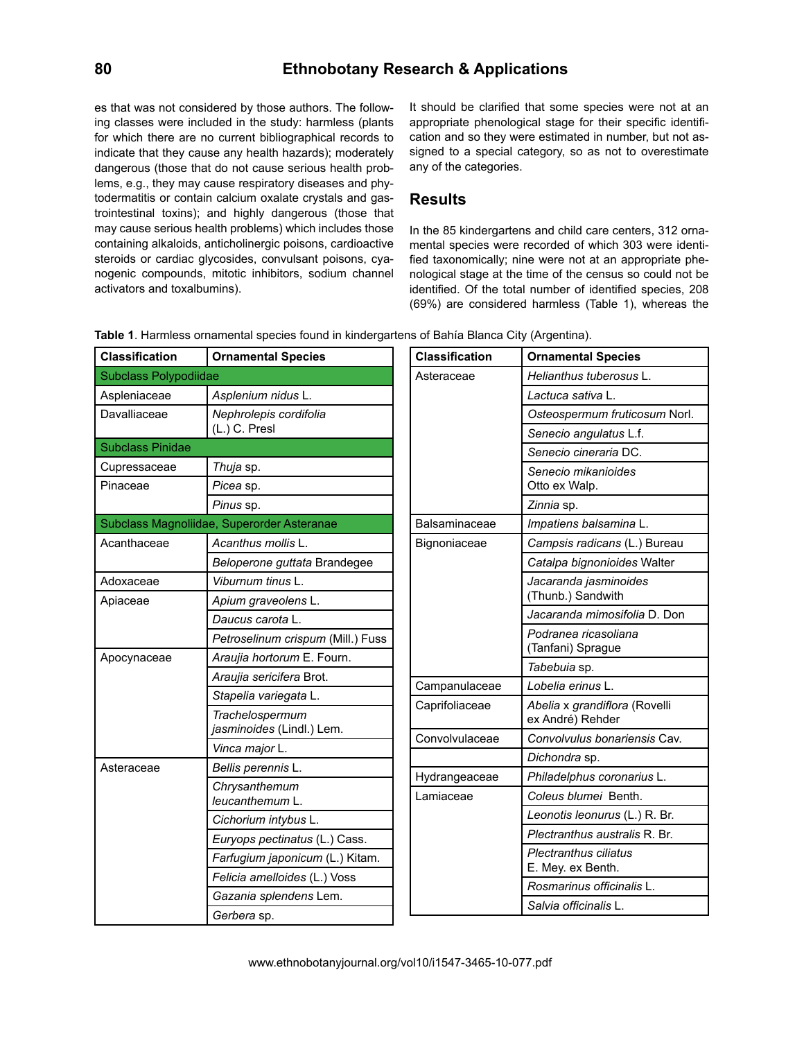es that was not considered by those authors. The following classes were included in the study: harmless (plants for which there are no current bibliographical records to indicate that they cause any health hazards); moderately dangerous (those that do not cause serious health problems, e.g., they may cause respiratory diseases and phytodermatitis or contain calcium oxalate crystals and gastrointestinal toxins); and highly dangerous (those that may cause serious health problems) which includes those containing alkaloids, anticholinergic poisons, cardioactive steroids or cardiac glycosides, convulsant poisons, cyanogenic compounds, mitotic inhibitors, sodium channel activators and toxalbumins).

It should be clarified that some species were not at an appropriate phenological stage for their specific identification and so they were estimated in number, but not assigned to a special category, so as not to overestimate any of the categories.

## Results

In the 85 kindergartens and child care centers, 312 ornamental species were recorded of which 303 were identified taxonomically; nine were not at an appropriate phenological stage at the time of the census so could not be identified. Of the total number of identified species, 208 (69%) are considered harmless (Table 1), whereas the

**Table 1**. Harmless ornamental species found in kindergartens of Bahía Blanca City (Argentina).

| Classification | Ornamental Species |
|---|---|
| Subclass Polypodiidae | |
| Aspleniaceae | *Asplenium nidus* L. |
| Davalliaceae | *Nephrolepis cordifolia* (L.) C. Presl |
| Subclass Pinidae | |
| Cupressaceae | *Thuja* sp. |
| Pinaceae | *Picea* sp. |
| | *Pinus* sp. |
| Subclass Magnoliidae, Superorder Asteranae | |
| Acanthaceae | *Acanthus mollis* L. |
| | *Beloperone guttata* Brandegee |
| Adoxaceae | *Viburnum tinus* L. |
| Apiaceae | *Apium graveolens* L. |
| | *Daucus carota* L. |
| | *Petroselinum crispum* (Mill.) Fuss |
| Apocynaceae | *Araujia hortorum* E. Fourn. |
| | *Araujia sericifera* Brot. |
| | *Stapelia variegata* L. |
| | *Trachelospermum jasminoides* (Lindl.) Lem. |
| | *Vinca major* L. |
| Asteraceae | *Bellis perennis* L. |
| | *Chrysanthemum leucanthemum* L. |
| | *Cichorium intybus* L. |
| | *Euryops pectinatus* (L.) Cass. |
| | *Farfugium japonicum* (L.) Kitam. |
| | *Felicia amelloides* (L.) Voss |
| | *Gazania splendens* Lem. |
| | *Gerbera* sp. |
| Asteraceae | *Helianthus tuberosus* L. |
| | *Lactuca sativa* L. |
| | *Osteospermum fruticosum* Norl. |
| | *Senecio angulatus* L.f. |
| | *Senecio cineraria* DC. |
| | *Senecio mikanioides* Otto ex Walp. |
| | *Zinnia* sp. |
| Balsaminaceae | *Impatiens balsamina* L. |
| Bignoniaceae | *Campsis radicans* (L.) Bureau |
| | *Catalpa bignonioides* Walter |
| | *Jacaranda jasminoides* (Thunb.) Sandwith |
| | *Jacaranda mimosifolia* D. Don |
| | *Podranea ricasoliana* (Tanfani) Sprague |
| | *Tabebuia* sp. |
| Campanulaceae | *Lobelia erinus* L. |
| Caprifoliaceae | *Abelia* x *grandiflora* (Rovelli ex André) Rehder |
| Convolvulaceae | *Convolvulus bonariensis* Cav. |
| | *Dichondra* sp. |
| Hydrangeaceae | *Philadelphus coronarius* L. |
| Lamiaceae | *Coleus blumei* Benth. |
| | *Leonotis leonurus* (L.) R. Br. |
| | *Plectranthus australis* R. Br. |
| | *Plectranthus ciliatus* E. Mey. ex Benth. |
| | *Rosmarinus officinalis* L. |
| | *Salvia officinalis* L. |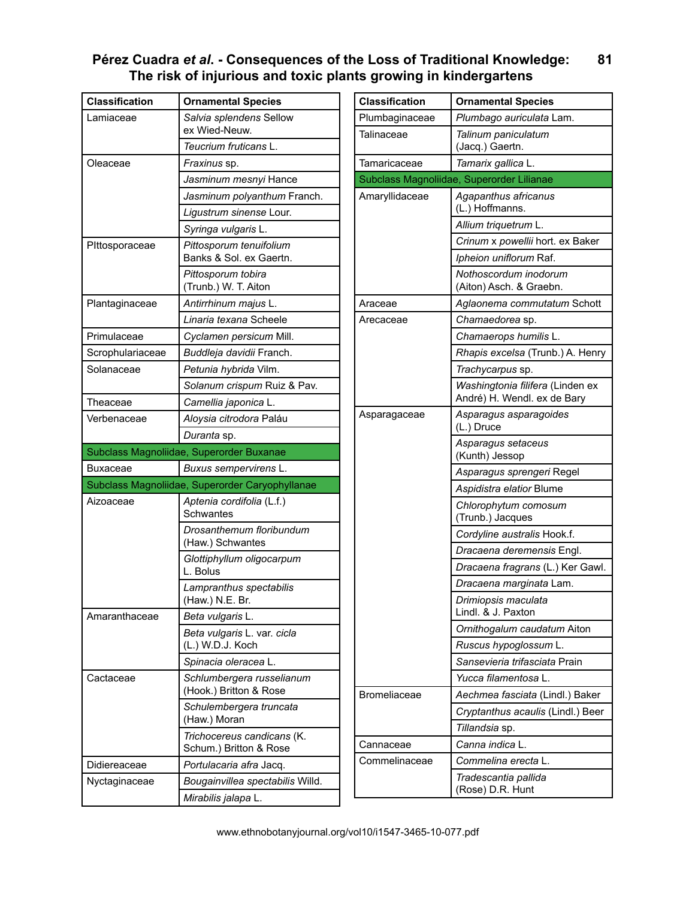| Classification | Ornamental Species |
|---|---|
| Lamiaceae | *Salvia splendens* Sellow ex Wied-Neuw. |
| | *Teucrium fruticans* L. |
| Oleaceae | *Fraxinus* sp. |
| | *Jasminum mesnyi* Hance |
| | *Jasminum polyanthum* Franch. |
| | *Ligustrum sinense* Lour. |
| | *Syringa vulgaris* L. |
| PIttosporaceae | *Pittosporum tenuifolium* Banks & Sol. ex Gaertn. |
| | *Pittosporum tobira* (Trunb.) W. T. Aiton |
| Plantaginaceae | *Antirrhinum majus* L. |
| | *Linaria texana* Scheele |
| Primulaceae | *Cyclamen persicum* Mill. |
| Scrophulariaceae | *Buddleja davidii* Franch. |
| Solanaceae | *Petunia hybrida* Vilm. |
| | *Solanum crispum* Ruiz & Pav. |
| Theaceae | *Camellia japonica* L. |
| Verbenaceae | *Aloysia citrodora* Paláu |
| | *Duranta* sp. |
| Subclass Magnoliidae, Superorder Buxanae | |
| Buxaceae | *Buxus sempervirens* L. |
| Subclass Magnoliidae, Superorder Caryophyllanae | |
| Aizoaceae | *Aptenia cordifolia* (L.f.) Schwantes |
| | *Drosanthemum floribundum* (Haw.) Schwantes |
| | *Glottiphyllum oligocarpum* L. Bolus |
| | *Lampranthus spectabilis* (Haw.) N.E. Br. |
| Amaranthaceae | *Beta vulgaris* L. |
| | *Beta vulgaris* L. var. *cicla* (L.) W.D.J. Koch |
| | *Spinacia oleracea* L. |
| Cactaceae | *Schlumbergera russelianum* (Hook.) Britton & Rose |
| | *Schulembergera truncata* (Haw.) Moran |
| | *Trichocereus candicans* (K. Schum.) Britton & Rose |
| Didiereaceae | *Portulacaria afra* Jacq. |
| Nyctaginaceae | *Bougainvillea spectabilis* Willd. |
| | *Mirabilis jalapa* L. |

| Classification | Ornamental Species |
|---|---|
| Plumbaginaceae | *Plumbago auriculata* Lam. |
| Talinaceae | *Talinum paniculatum* (Jacq.) Gaertn. |
| Tamaricaceae | *Tamarix gallica* L. |
| Subclass Magnoliidae, Superorder Lilianae | |
| Amaryllidaceae | *Agapanthus africanus* (L.) Hoffmanns. |
| | *Allium triquetrum* L. |
| | *Crinum* x *powellii* hort. ex Baker |
| | *Ipheion uniflorum* Raf. |
| | *Nothoscordum inodorum* (Aiton) Asch. & Graebn. |
| Araceae | *Aglaonema commutatum* Schott |
| Arecaceae | *Chamaedorea* sp. |
| | *Chamaerops humilis* L. |
| | *Rhapis excelsa* (Trunb.) A. Henry |
| | *Trachycarpus* sp. |
| | *Washingtonia filifera* (Linden ex André) H. Wendl. ex de Bary |
| Asparagaceae | *Asparagus asparagoides* (L.) Druce |
| | *Asparagus setaceus* (Kunth) Jessop |
| | *Asparagus sprengeri* Regel |
| | *Aspidistra elatior* Blume |
| | *Chlorophytum comosum* (Trunb.) Jacques |
| | *Cordyline australis* Hook.f. |
| | *Dracaena deremensis* Engl. |
| | *Dracaena fragrans* (L.) Ker Gawl. |
| | *Dracaena marginata* Lam. |
| | *Drimiopsis maculata* Lindl. & J. Paxton |
| | *Ornithogalum caudatum* Aiton |
| | *Ruscus hypoglossum* L. |
| | *Sansevieria trifasciata* Prain |
| | *Yucca filamentosa* L. |
| Bromeliaceae | *Aechmea fasciata* (Lindl.) Baker |
| | *Cryptanthus acaulis* (Lindl.) Beer |
| | *Tillandsia* sp. |
| Cannaceae | *Canna indica* L. |
| Commelinaceae | *Commelina erecta* L. |
| | *Tradescantia pallida* (Rose) D.R. Hunt |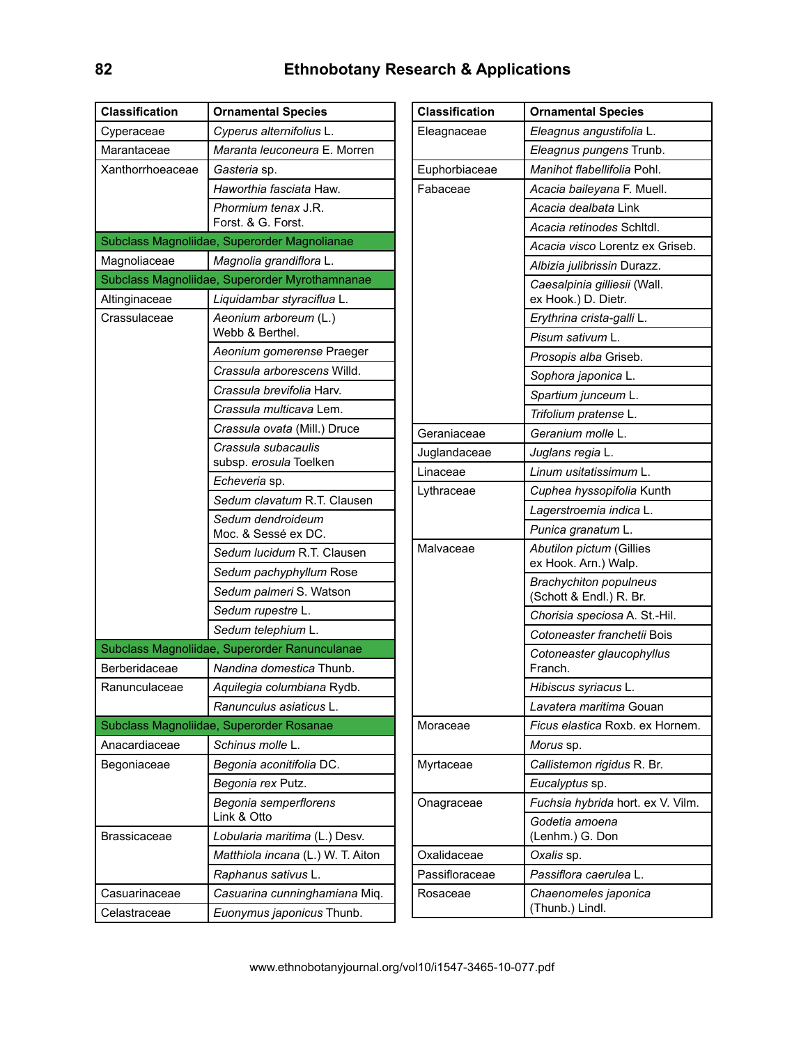| Classification | Ornamental Species |
|---|---|
| Cyperaceae | *Cyperus alternifolius* L. |
| Marantaceae | *Maranta leuconeura* E. Morren |
| Xanthorrhoeaceae | *Gasteria* sp. |
| | *Haworthia fasciata* Haw. |
| | *Phormium tenax* J.R. Forst. & G. Forst. |
| Subclass Magnoliidae, Superorder Magnolianae | |
| Magnoliaceae | *Magnolia grandiflora* L. |
| Subclass Magnoliidae, Superorder Myrothamnanae | |
| Altinginaceae | *Liquidambar styraciflua* L. |
| Crassulaceae | *Aeonium arboreum* (L.) Webb & Berthel. |
| | *Aeonium gomerense* Praeger |
| | *Crassula arborescens* Willd. |
| | *Crassula brevifolia* Harv. |
| | *Crassula multicava* Lem. |
| | *Crassula ovata* (Mill.) Druce |
| | *Crassula subacaulis* subsp. *erosula* Toelken |
| | *Echeveria* sp. |
| | *Sedum clavatum* R.T. Clausen |
| | *Sedum dendroideum* Moc. & Sessé ex DC. |
| | *Sedum lucidum* R.T. Clausen |
| | *Sedum pachyphyllum* Rose |
| | *Sedum palmeri* S. Watson |
| | *Sedum rupestre* L. |
| | *Sedum telephium* L. |
| Subclass Magnoliidae, Superorder Ranunculanae | |
| Berberidaceae | *Nandina domestica* Thunb. |
| Ranunculaceae | *Aquilegia columbiana* Rydb. |
| | *Ranunculus asiaticus* L. |
| Subclass Magnoliidae, Superorder Rosanae | |
| Anacardiaceae | *Schinus molle* L. |
| Begoniaceae | *Begonia aconitifolia* DC. |
| | *Begonia rex* Putz. |
| | *Begonia semperflorens* Link & Otto |
| Brassicaceae | *Lobularia maritima* (L.) Desv. |
| | *Matthiola incana* (L.) W. T. Aiton |
| | *Raphanus sativus* L. |
| Casuarinaceae | *Casuarina cunninghamiana* Miq. |
| Celastraceae | *Euonymus japonicus* Thunb. |
| Eleagnaceae | *Eleagnus angustifolia* L. |
| | *Eleagnus pungens* Trunb. |
| Euphorbiaceae | *Manihot flabellifolia* Pohl. |
| Fabaceae | *Acacia baileyana* F. Muell. |
| | *Acacia dealbata* Link |
| | *Acacia retinodes* Schltdl. |
| | *Acacia visco* Lorentz ex Griseb. |
| | *Albizia julibrissin* Durazz. |
| | *Caesalpinia gilliesii* (Wall. ex Hook.) D. Dietr. |
| | *Erythrina crista-galli* L. |
| | *Pisum sativum* L. |
| | *Prosopis alba* Griseb. |
| | *Sophora japonica* L. |
| | *Spartium junceum* L. |
| | *Trifolium pratense* L. |
| Geraniaceae | *Geranium molle* L. |
| Juglandaceae | *Juglans regia* L. |
| Linaceae | *Linum usitatissimum* L. |
| Lythraceae | *Cuphea hyssopifolia* Kunth |
| | *Lagerstroemia indica* L. |
| | *Punica granatum* L. |
| Malvaceae | *Abutilon pictum* (Gillies ex Hook. Arn.) Walp. |
| | *Brachychiton populneus* (Schott & Endl.) R. Br. |
| | *Chorisia speciosa* A. St.-Hil. |
| | *Cotoneaster franchetii* Bois |
| | *Cotoneaster glaucophyllus* Franch. |
| | *Hibiscus syriacus* L. |
| | *Lavatera maritima* Gouan |
| Moraceae | *Ficus elastica* Roxb. ex Hornem. |
| | *Morus* sp. |
| Myrtaceae | *Callistemon rigidus* R. Br. |
| | *Eucalyptus* sp. |
| Onagraceae | *Fuchsia hybrida* hort. ex V. Vilm. |
| | *Godetia amoena* (Lenhm.) G. Don |
| Oxalidaceae | *Oxalis* sp. |
| Passifloraceae | *Passiflora caerulea* L. |
| Rosaceae | *Chaenomeles japonica* (Thunb.) Lindl. |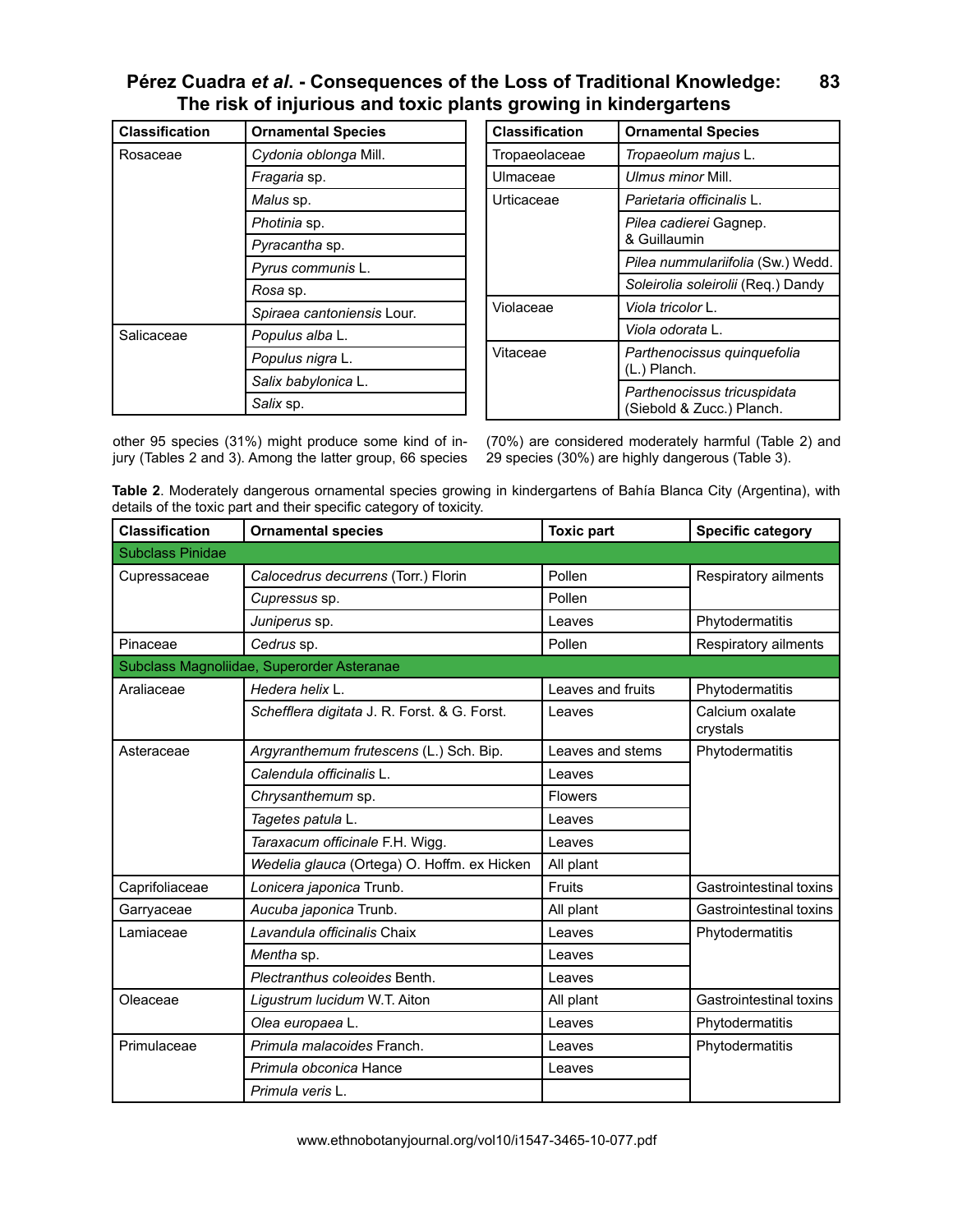| Classification | Ornamental Species |
|---|---|
| Rosaceae | *Cydonia oblonga* Mill. |
| | *Fragaria* sp. |
| | *Malus* sp. |
| | *Photinia* sp. |
| | *Pyracantha* sp. |
| | *Pyrus communis* L. |
| | *Rosa* sp. |
| | *Spiraea cantoniensis* Lour. |
| Salicaceae | *Populus alba* L. |
| | *Populus nigra* L. |
| | *Salix babylonica* L. |
| | *Salix* sp. |
| Tropaeolaceae | *Tropaeolum majus* L. |
| Ulmaceae | *Ulmus minor* Mill. |
| Urticaceae | *Parietaria officinalis* L. |
| | *Pilea cadierei* Gagnep. & Guillaumin |
| | *Pilea nummulariifolia* (Sw.) Wedd. |
| | *Soleirolia soleirolii* (Req.) Dandy |
| Violaceae | *Viola tricolor* L. |
| | *Viola odorata* L. |
| Vitaceae | *Parthenocissus quinquefolia* (L.) Planch. |
| | *Parthenocissus tricuspidata* (Siebold & Zucc.) Planch. |

other 95 species (31%) might produce some kind of injury (Tables 2 and 3). Among the latter group, 66 species (70%) are considered moderately harmful (Table 2) and 29 species (30%) are highly dangerous (Table 3).

**Table 2**. Moderately dangerous ornamental species growing in kindergartens of Bahía Blanca City (Argentina), with details of the toxic part and their specific category of toxicity.

| Classification | Ornamental species | Toxic part | Specific category |
|---|---|---|---|
| Subclass Pinidae | | | |
| Cupressaceae | *Calocedrus decurrens* (Torr.) Florin | Pollen | Respiratory ailments |
| | *Cupressus* sp. | Pollen | |
| | *Juniperus* sp. | Leaves | Phytodermatitis |
| Pinaceae | *Cedrus* sp. | Pollen | Respiratory ailments |
| Subclass Magnoliidae, Superorder Asteranae | | | |
| Araliaceae | *Hedera helix* L. | Leaves and fruits | Phytodermatitis |
| | *Schefflera digitata* J. R. Forst. & G. Forst. | Leaves | Calcium oxalate crystals |
| Asteraceae | *Argyranthemum frutescens* (L.) Sch. Bip. | Leaves and stems | Phytodermatitis |
| | *Calendula officinalis* L. | Leaves | |
| | *Chrysanthemum* sp. | Flowers | |
| | *Tagetes patula* L. | Leaves | |
| | *Taraxacum officinale* F.H. Wigg. | Leaves | |
| | *Wedelia glauca* (Ortega) O. Hoffm. ex Hicken | All plant | |
| Caprifoliaceae | *Lonicera japonica* Trunb. | Fruits | Gastrointestinal toxins |
| Garryaceae | *Aucuba japonica* Trunb. | All plant | Gastrointestinal toxins |
| Lamiaceae | *Lavandula officinalis* Chaix | Leaves | Phytodermatitis |
| | *Mentha* sp. | Leaves | |
| | *Plectranthus coleoides* Benth. | Leaves | |
| Oleaceae | *Ligustrum lucidum* W.T. Aiton | All plant | Gastrointestinal toxins |
| | *Olea europaea* L. | Leaves | Phytodermatitis |
| Primulaceae | *Primula malacoides* Franch. | Leaves | Phytodermatitis |
| | *Primula obconica* Hance | Leaves | |
| | *Primula veris* L. | | |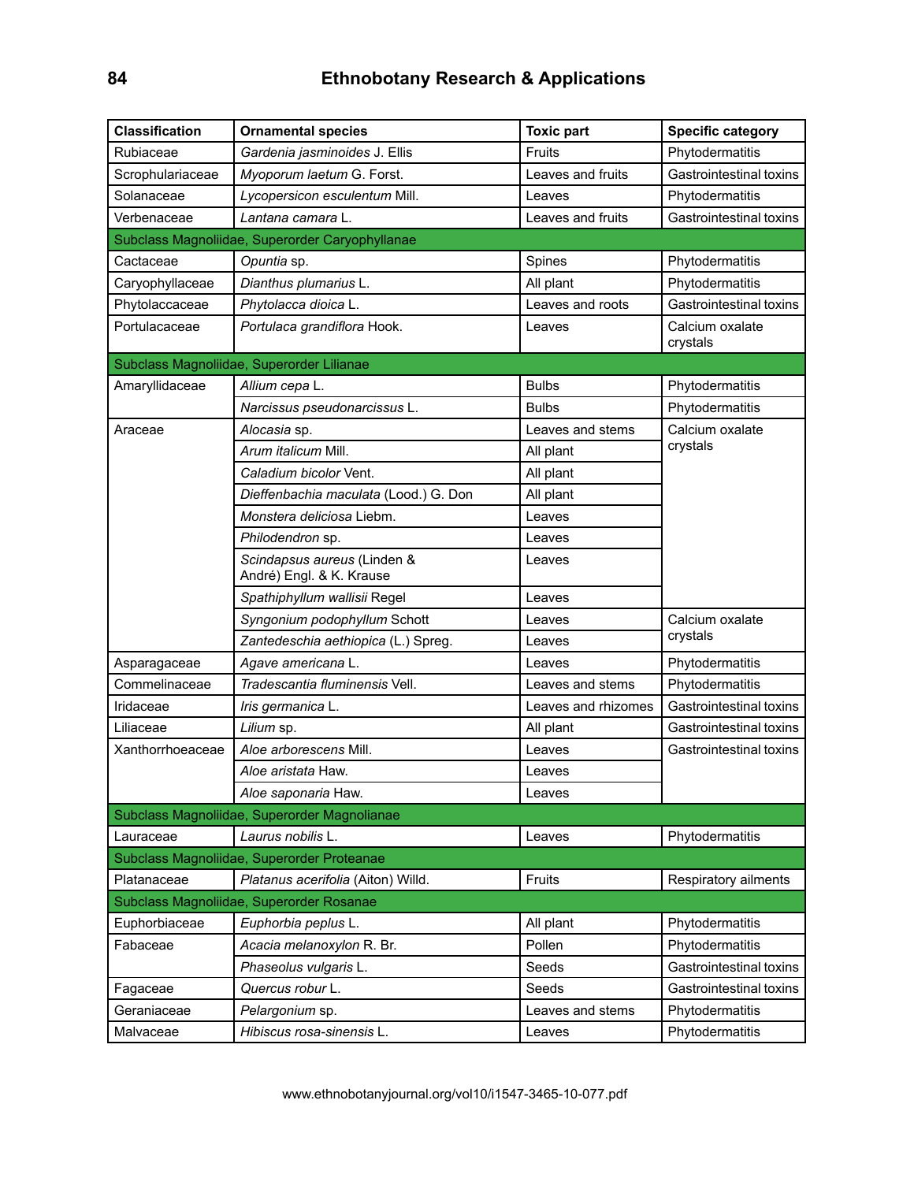| Classification | Ornamental species | Toxic part | Specific category |
|---|---|---|---|
| Rubiaceae | *Gardenia jasminoides* J. Ellis | Fruits | Phytodermatitis |
| Scrophulariaceae | *Myoporum laetum* G. Forst. | Leaves and fruits | Gastrointestinal toxins |
| Solanaceae | *Lycopersicon esculentum* Mill. | Leaves | Phytodermatitis |
| Verbenaceae | *Lantana camara* L. | Leaves and fruits | Gastrointestinal toxins |
| Subclass Magnoliidae, Superorder Caryophyllanae | | | |
| Cactaceae | *Opuntia* sp. | Spines | Phytodermatitis |
| Caryophyllaceae | *Dianthus plumarius* L. | All plant | Phytodermatitis |
| Phytolaccaceae | *Phytolacca dioica* L. | Leaves and roots | Gastrointestinal toxins |
| Portulacaceae | *Portulaca grandiflora* Hook. | Leaves | Calcium oxalate crystals |
| Subclass Magnoliidae, Superorder Lilianae | | | |
| Amaryllidaceae | *Allium cepa* L. | Bulbs | Phytodermatitis |
| | *Narcissus pseudonarcissus* L. | Bulbs | Phytodermatitis |
| Araceae | *Alocasia* sp. | Leaves and stems | Calcium oxalate crystals |
| | *Arum italicum* Mill. | All plant | |
| | *Caladium bicolor* Vent. | All plant | |
| | *Dieffenbachia maculata* (Lood.) G. Don | All plant | |
| | *Monstera deliciosa* Liebm. | Leaves | |
| | *Philodendron* sp. | Leaves | |
| | *Scindapsus aureus* (Linden & André) Engl. & K. Krause | Leaves | |
| | *Spathiphyllum wallisii* Regel | Leaves | |
| | *Syngonium podophyllum* Schott | Leaves | Calcium oxalate crystals |
| | *Zantedeschia aethiopica* (L.) Spreg. | Leaves | |
| Asparagaceae | *Agave americana* L. | Leaves | Phytodermatitis |
| Commelinaceae | *Tradescantia fluminensis* Vell. | Leaves and stems | Phytodermatitis |
| Iridaceae | *Iris germanica* L. | Leaves and rhizomes | Gastrointestinal toxins |
| Liliaceae | *Lilium* sp. | All plant | Gastrointestinal toxins |
| Xanthorrhoeaceae | *Aloe arborescens* Mill. | Leaves | Gastrointestinal toxins |
| | *Aloe aristata* Haw. | Leaves | |
| | *Aloe saponaria* Haw. | Leaves | |
| Subclass Magnoliidae, Superorder Magnolianae | | | |
| Lauraceae | *Laurus nobilis* L. | Leaves | Phytodermatitis |
| Subclass Magnoliidae, Superorder Proteanae | | | |
| Platanaceae | *Platanus acerifolia* (Aiton) Willd. | Fruits | Respiratory ailments |
| Subclass Magnoliidae, Superorder Rosanae | | | |
| Euphorbiaceae | *Euphorbia peplus* L. | All plant | Phytodermatitis |
| Fabaceae | *Acacia melanoxylon* R. Br. | Pollen | Phytodermatitis |
| | *Phaseolus vulgaris* L. | Seeds | Gastrointestinal toxins |
| Fagaceae | *Quercus robur* L. | Seeds | Gastrointestinal toxins |
| Geraniaceae | *Pelargonium* sp. | Leaves and stems | Phytodermatitis |
| Malvaceae | *Hibiscus rosa-sinensis* L. | Leaves | Phytodermatitis |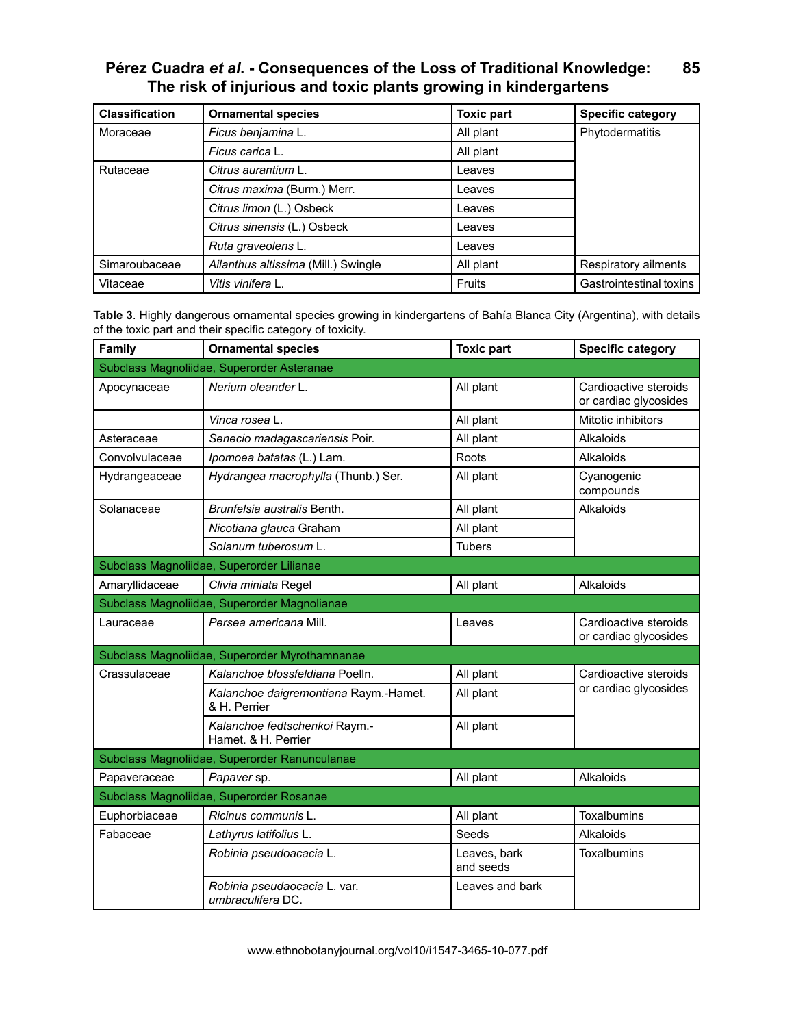| Classification | Ornamental species | Toxic part | Specific category |
|---|---|---|---|
| Moraceae | *Ficus benjamina* L. | All plant | Phytodermatitis |
| | *Ficus carica* L. | All plant | |
| Rutaceae | *Citrus aurantium* L. | Leaves | |
| | *Citrus maxima* (Burm.) Merr. | Leaves | |
| | *Citrus limon* (L.) Osbeck | Leaves | |
| | *Citrus sinensis* (L.) Osbeck | Leaves | |
| | *Ruta graveolens* L. | Leaves | |
| Simaroubaceae | *Ailanthus altissima* (Mill.) Swingle | All plant | Respiratory ailments |
| Vitaceae | *Vitis vinifera* L. | Fruits | Gastrointestinal toxins |

**Table 3**. Highly dangerous ornamental species growing in kindergartens of Bahía Blanca City (Argentina), with details of the toxic part and their specific category of toxicity.

| Family | Ornamental species | Toxic part | Specific category |
|---|---|---|---|
| Subclass Magnoliidae, Superorder Asteranae | | | |
| Apocynaceae | *Nerium oleander* L. | All plant | Cardioactive steroids or cardiac glycosides |
| | *Vinca rosea* L. | All plant | Mitotic inhibitors |
| Asteraceae | *Senecio madagascariensis* Poir. | All plant | Alkaloids |
| Convolvulaceae | *Ipomoea batatas* (L.) Lam. | Roots | Alkaloids |
| Hydrangeaceae | *Hydrangea macrophylla* (Thunb.) Ser. | All plant | Cyanogenic compounds |
| Solanaceae | *Brunfelsia australis* Benth. | All plant | Alkaloids |
| | *Nicotiana glauca* Graham | All plant | |
| | *Solanum tuberosum* L. | Tubers | |
| Subclass Magnoliidae, Superorder Lilianae | | | |
| Amaryllidaceae | *Clivia miniata* Regel | All plant | Alkaloids |
| Subclass Magnoliidae, Superorder Magnolianae | | | |
| Lauraceae | *Persea americana* Mill. | Leaves | Cardioactive steroids or cardiac glycosides |
| Subclass Magnoliidae, Superorder Myrothamnanae | | | |
| Crassulaceae | *Kalanchoe blossfeldiana* Poelln. | All plant | Cardioactive steroids or cardiac glycosides |
| | *Kalanchoe daigremontiana* Raym.-Hamet. & H. Perrier | All plant | |
| | *Kalanchoe fedtschenkoi* Raym.-Hamet. & H. Perrier | All plant | |
| Subclass Magnoliidae, Superorder Ranunculanae | | | |
| Papaveraceae | *Papaver* sp. | All plant | Alkaloids |
| Subclass Magnoliidae, Superorder Rosanae | | | |
| Euphorbiaceae | *Ricinus communis* L. | All plant | Toxalbumins |
| Fabaceae | *Lathyrus latifolius* L. | Seeds | Alkaloids |
| | *Robinia pseudoacacia* L. | Leaves, bark and seeds | Toxalbumins |
| | *Robinia pseudaocacia* L. var. *umbraculifera* DC. | Leaves and bark | |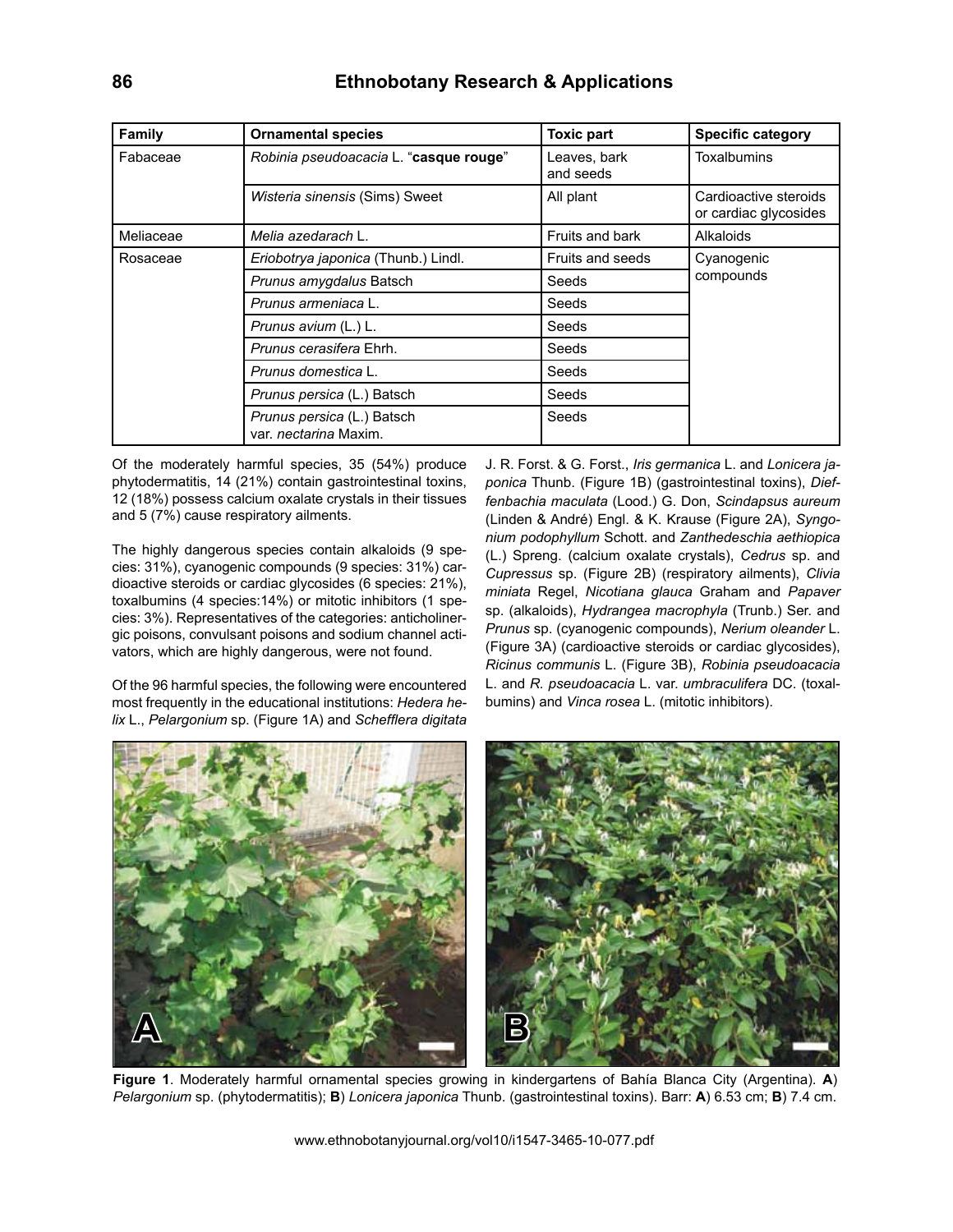| Family | Ornamental species | Toxic part | Specific category |
|---|---|---|---|
| Fabaceae | *Robinia pseudoacacia* L. "**casque rouge**" | Leaves, bark and seeds | Toxalbumins |
| | *Wisteria sinensis* (Sims) Sweet | All plant | Cardioactive steroids or cardiac glycosides |
| Meliaceae | *Melia azedarach* L. | Fruits and bark | Alkaloids |
| Rosaceae | *Eriobotrya japonica* (Thunb.) Lindl. | Fruits and seeds | Cyanogenic compounds |
| | *Prunus amygdalus* Batsch | Seeds | |
| | *Prunus armeniaca* L. | Seeds | |
| | *Prunus avium* (L.) L. | Seeds | |
| | *Prunus cerasifera* Ehrh. | Seeds | |
| | *Prunus domestica* L. | Seeds | |
| | *Prunus persica* (L.) Batsch | Seeds | |
| | *Prunus persica* (L.) Batsch var. *nectarina* Maxim. | Seeds | |

Of the moderately harmful species, 35 (54%) produce phytodermatitis, 14 (21%) contain gastrointestinal toxins, 12 (18%) possess calcium oxalate crystals in their tissues and 5 (7%) cause respiratory ailments.

The highly dangerous species contain alkaloids (9 species: 31%), cyanogenic compounds (9 species: 31%) cardioactive steroids or cardiac glycosides (6 species: 21%), toxalbumins (4 species:14%) or mitotic inhibitors (1 species: 3%). Representatives of the categories: anticholinergic poisons, convulsant poisons and sodium channel activators, which are highly dangerous, were not found.

Of the 96 harmful species, the following were encountered most frequently in the educational institutions: *Hedera helix* L., *Pelargonium* sp. (Figure 1A) and *Schefflera digitata* J. R. Forst. & G. Forst., *Iris germanica* L. and *Lonicera japonica* Thunb. (Figure 1B) (gastrointestinal toxins), *Dieffenbachia maculata* (Lood.) G. Don, *Scindapsus aureum* (Linden & André) Engl. & K. Krause (Figure 2A), *Syngonium podophyllum* Schott. and *Zanthedeschia aethiopica* (L.) Spreng. (calcium oxalate crystals), *Cedrus* sp. and *Cupressus* sp. (Figure 2B) (respiratory ailments), *Clivia miniata* Regel, *Nicotiana glauca* Graham and *Papaver* sp. (alkaloids), *Hydrangea macrophyla* (Trunb.) Ser. and *Prunus* sp. (cyanogenic compounds), *Nerium oleander* L. (Figure 3A) (cardioactive steroids or cardiac glycosides), *Ricinus communis* L. (Figure 3B), *Robinia pseudoacacia* L. and *R. pseudoacacia* L. var. *umbraculifera* DC. (toxalbumins) and *Vinca rosea* L. (mitotic inhibitors).

**Figure 1**. Moderately harmful ornamental species growing in kindergartens of Bahía Blanca City (Argentina). **A**) *Pelargonium* sp. (phytodermatitis); **B**) *Lonicera japonica* Thunb. (gastrointestinal toxins). Barr: **A**) 6.53 cm; **B**) 7.4 cm.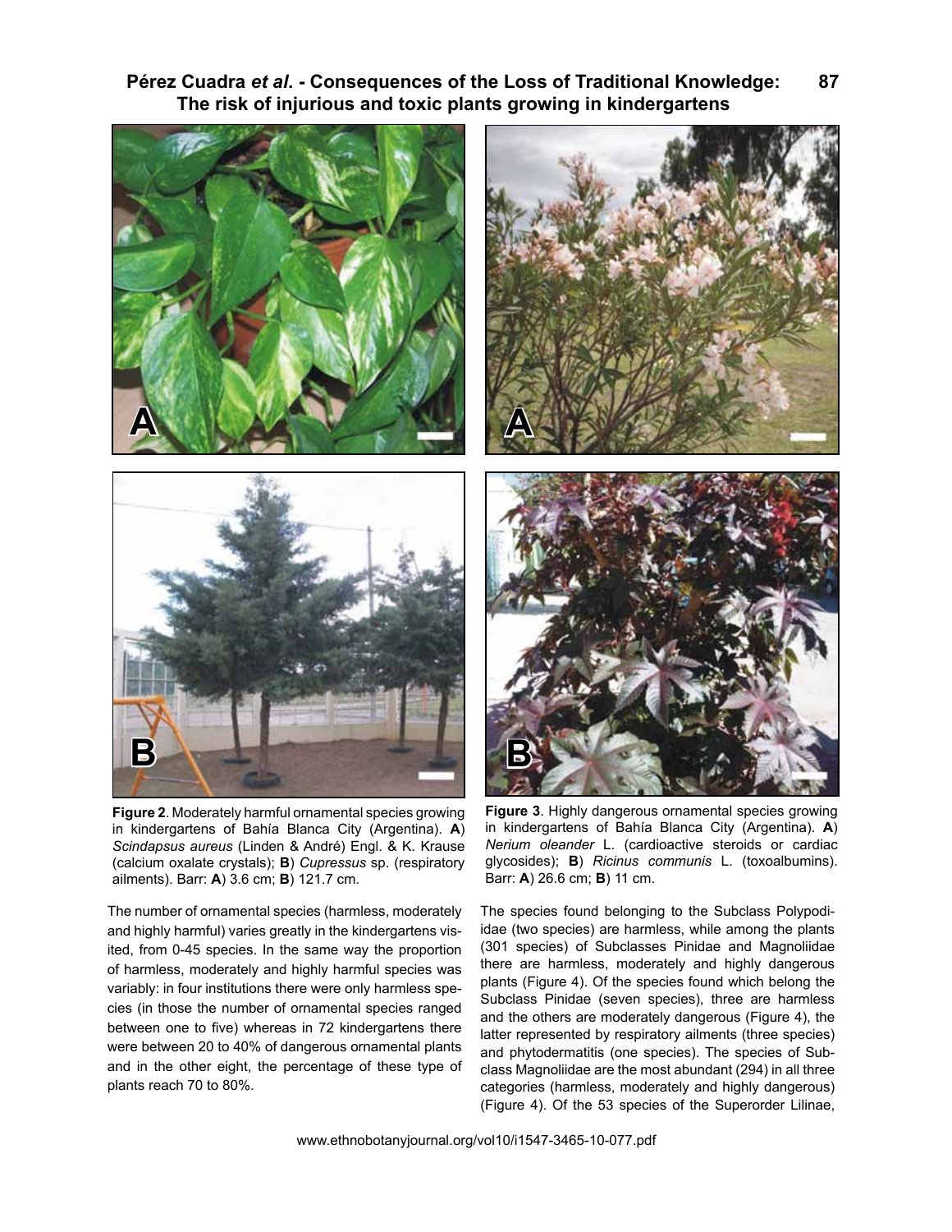**Figure 2**. Moderately harmful ornamental species growing in kindergartens of Bahía Blanca City (Argentina). **A**) *Scindapsus aureus* (Linden & André) Engl. & K. Krause (calcium oxalate crystals); **B**) *Cupressus* sp. (respiratory ailments). Barr: **A**) 3.6 cm; **B**) 121.7 cm.

**Figure 3**. Highly dangerous ornamental species growing in kindergartens of Bahía Blanca City (Argentina). **A**) *Nerium oleander* L. (cardioactive steroids or cardiac glycosides); **B**) *Ricinus communis* L. (toxoalbumins). Barr: **A**) 26.6 cm; **B**) 11 cm.

The number of ornamental species (harmless, moderately and highly harmful) varies greatly in the kindergartens visited, from 0-45 species. In the same way the proportion of harmless, moderately and highly harmful species was variably: in four institutions there were only harmless species (in those the number of ornamental species ranged between one to five) whereas in 72 kindergartens there were between 20 to 40% of dangerous ornamental plants and in the other eight, the percentage of these type of plants reach 70 to 80%.

The species found belonging to the Subclass Polypodiidae (two species) are harmless, while among the plants (301 species) of Subclasses Pinidae and Magnoliidae there are harmless, moderately and highly dangerous plants (Figure 4). Of the species found which belong the Subclass Pinidae (seven species), three are harmless and the others are moderately dangerous (Figure 4), the latter represented by respiratory ailments (three species) and phytodermatitis (one species). The species of Subclass Magnoliidae are the most abundant (294) in all three categories (harmless, moderately and highly dangerous) (Figure 4). Of the 53 species of the Superorder Lilinae,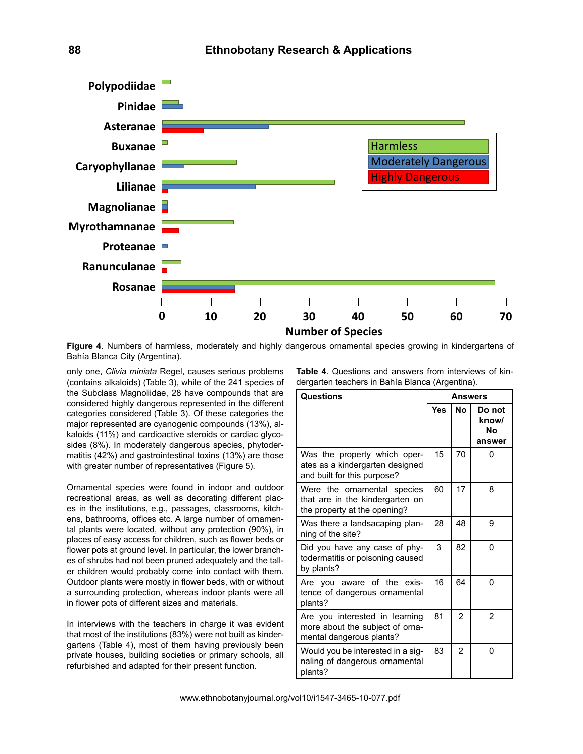**Figure 4**. Numbers of harmless, moderately and highly dangerous ornamental species growing in kindergartens of Bahía Blanca City (Argentina).

only one, *Clivia miniata* Regel, causes serious problems (contains alkaloids) (Table 3), while of the 241 species of the Subclass Magnoliidae, 28 have compounds that are considered highly dangerous represented in the different categories considered (Table 3). Of these categories the major represented are cyanogenic compounds (13%), alkaloids (11%) and cardioactive steroids or cardiac glycosides (8%). In moderately dangerous species, phytodermatitis (42%) and gastrointestinal toxins (13%) are those with greater number of representatives (Figure 5).

Ornamental species were found in indoor and outdoor recreational areas, as well as decorating different places in the institutions, e.g., passages, classrooms, kitchens, bathrooms, offices etc. A large number of ornamental plants were located, without any protection (90%), in places of easy access for children, such as flower beds or flower pots at ground level. In particular, the lower branches of shrubs had not been pruned adequately and the taller children would probably come into contact with them. Outdoor plants were mostly in flower beds, with or without a surrounding protection, whereas indoor plants were all in flower pots of different sizes and materials.

In interviews with the teachers in charge it was evident that most of the institutions (83%) were not built as kindergartens (Table 4), most of them having previously been private houses, building societies or primary schools, all refurbished and adapted for their present function.

**Table 4**. Questions and answers from interviews of kindergarten teachers in Bahía Blanca (Argentina).

| Questions | Answers | | |
|---|---|---|---|
| | Yes | No | Do not know/ No answer |
| Was the property which operates as a kindergarten designed and built for this purpose? | 15 | 70 | 0 |
| Were the ornamental species that are in the kindergarten on the property at the opening? | 60 | 17 | 8 |
| Was there a landsacaping planning of the site? | 28 | 48 | 9 |
| Did you have any case of phytodermatitis or poisoning caused by plants? | 3 | 82 | 0 |
| Are you aware of the existence of dangerous ornamental plants? | 16 | 64 | 0 |
| Are you interested in learning more about the subject of ornamental dangerous plants? | 81 | 2 | 2 |
| Would you be interested in a signaling of dangerous ornamental plants? | 83 | 2 | 0 |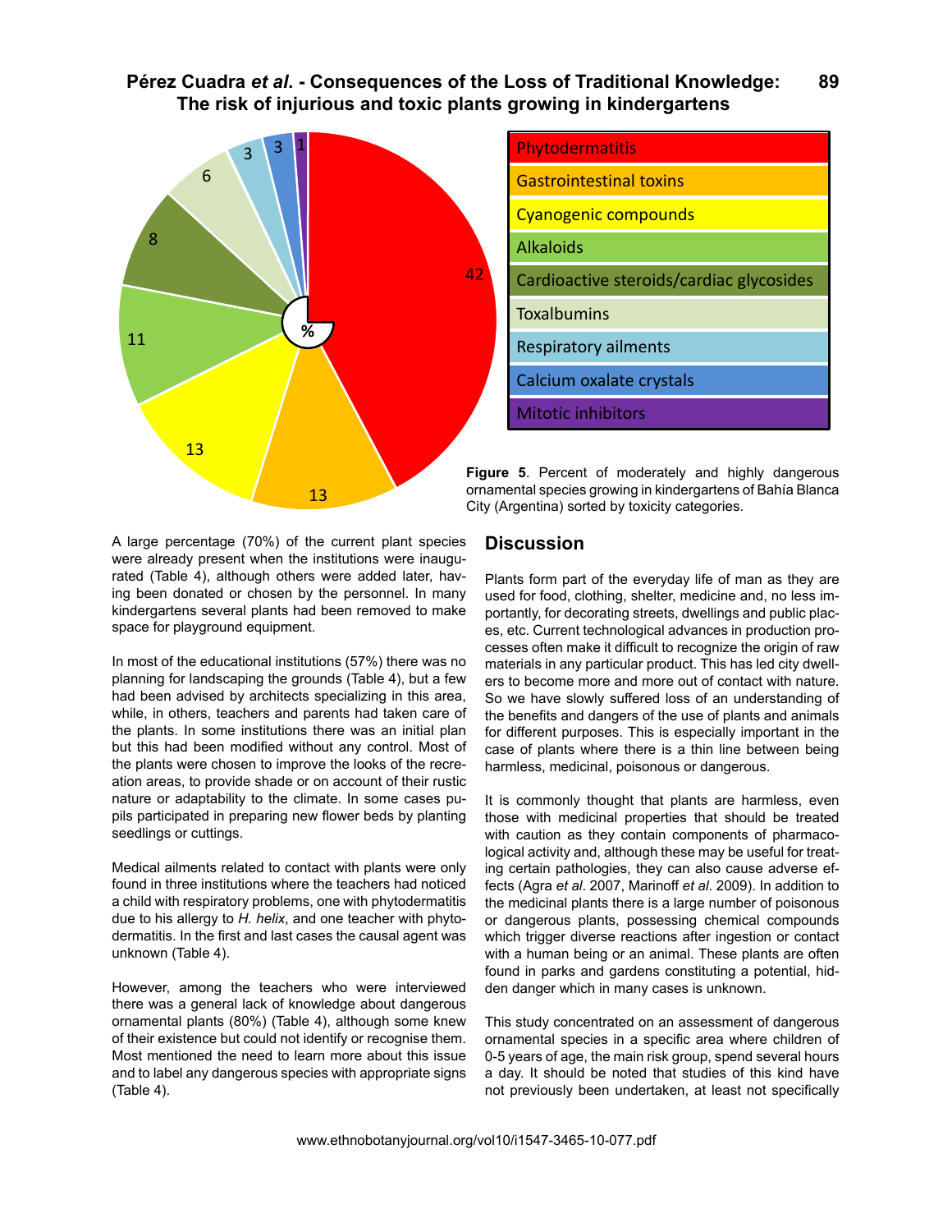| Toxicity category | % |
|---|---|
| Phytodermatitis | 42 |
| Gastrointestinal toxins | 13 |
| Cyanogenic compounds | 13 |
| Alkaloids | 11 |
| Cardioactive steroids/cardiac glycosides | 8 |
| Toxalbumins | 6 |
| Respiratory ailments | 3 |
| Calcium oxalate crystals | 3 |
| Mitotic inhibitors | 1 |

**Figure 5**. Percent of moderately and highly dangerous ornamental species growing in kindergartens of Bahía Blanca City (Argentina) sorted by toxicity categories.

A large percentage (70%) of the current plant species were already present when the institutions were inaugurated (Table 4), although others were added later, having been donated or chosen by the personnel. In many kindergartens several plants had been removed to make space for playground equipment.

In most of the educational institutions (57%) there was no planning for landscaping the grounds (Table 4), but a few had been advised by architects specializing in this area, while, in others, teachers and parents had taken care of the plants. In some institutions there was an initial plan but this had been modified without any control. Most of the plants were chosen to improve the looks of the recreation areas, to provide shade or on account of their rustic nature or adaptability to the climate. In some cases pupils participated in preparing new flower beds by planting seedlings or cuttings.

Medical ailments related to contact with plants were only found in three institutions where the teachers had noticed a child with respiratory problems, one with phytodermatitis due to his allergy to *H. helix*, and one teacher with phytodermatitis. In the first and last cases the causal agent was unknown (Table 4).

However, among the teachers who were interviewed there was a general lack of knowledge about dangerous ornamental plants (80%) (Table 4), although some knew of their existence but could not identify or recognise them. Most mentioned the need to learn more about this issue and to label any dangerous species with appropriate signs (Table 4).

## Discussion

Plants form part of the everyday life of man as they are used for food, clothing, shelter, medicine and, no less importantly, for decorating streets, dwellings and public places, etc. Current technological advances in production processes often make it difficult to recognize the origin of raw materials in any particular product. This has led city dwellers to become more and more out of contact with nature. So we have slowly suffered loss of an understanding of the benefits and dangers of the use of plants and animals for different purposes. This is especially important in the case of plants where there is a thin line between being harmless, medicinal, poisonous or dangerous.

It is commonly thought that plants are harmless, even those with medicinal properties that should be treated with caution as they contain components of pharmacological activity and, although these may be useful for treating certain pathologies, they can also cause adverse effects (Agra *et al*. 2007, Marinoff *et al*. 2009). In addition to the medicinal plants there is a large number of poisonous or dangerous plants, possessing chemical compounds which trigger diverse reactions after ingestion or contact with a human being or an animal. These plants are often found in parks and gardens constituting a potential, hidden danger which in many cases is unknown.

This study concentrated on an assessment of dangerous ornamental species in a specific area where children of 0-5 years of age, the main risk group, spend several hours a day. It should be noted that studies of this kind have not previously been undertaken, at least not specifically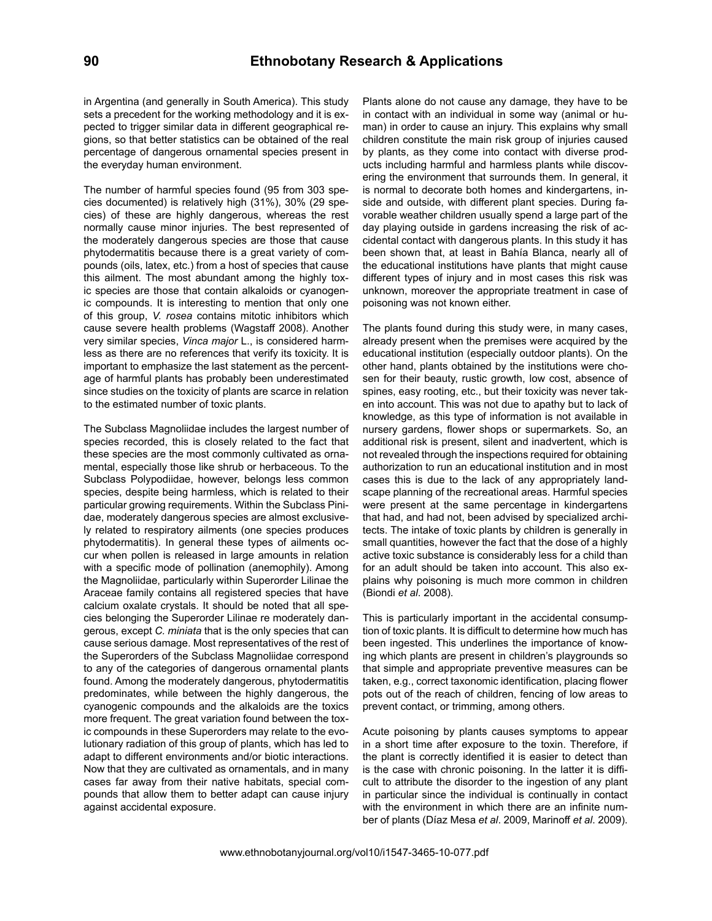in Argentina (and generally in South America). This study sets a precedent for the working methodology and it is expected to trigger similar data in different geographical regions, so that better statistics can be obtained of the real percentage of dangerous ornamental species present in the everyday human environment.

The number of harmful species found (95 from 303 species documented) is relatively high (31%), 30% (29 species) of these are highly dangerous, whereas the rest normally cause minor injuries. The best represented of the moderately dangerous species are those that cause phytodermatitis because there is a great variety of compounds (oils, latex, etc.) from a host of species that cause this ailment. The most abundant among the highly toxic species are those that contain alkaloids or cyanogenic compounds. It is interesting to mention that only one of this group, *V. rosea* contains mitotic inhibitors which cause severe health problems (Wagstaff 2008). Another very similar species, *Vinca major* L., is considered harmless as there are no references that verify its toxicity. It is important to emphasize the last statement as the percentage of harmful plants has probably been underestimated since studies on the toxicity of plants are scarce in relation to the estimated number of toxic plants.

The Subclass Magnoliidae includes the largest number of species recorded, this is closely related to the fact that these species are the most commonly cultivated as ornamental, especially those like shrub or herbaceous. To the Subclass Polypodiidae, however, belongs less common species, despite being harmless, which is related to their particular growing requirements. Within the Subclass Pinidae, moderately dangerous species are almost exclusively related to respiratory ailments (one species produces phytodermatitis). In general these types of ailments occur when pollen is released in large amounts in relation with a specific mode of pollination (anemophily). Among the Magnoliidae, particularly within Superorder Lilinae the Araceae family contains all registered species that have calcium oxalate crystals. It should be noted that all species belonging the Superorder Lilinae re moderately dangerous, except *C. miniata* that is the only species that can cause serious damage. Most representatives of the rest of the Superorders of the Subclass Magnoliidae correspond to any of the categories of dangerous ornamental plants found. Among the moderately dangerous, phytodermatitis predominates, while between the highly dangerous, the cyanogenic compounds and the alkaloids are the toxics more frequent. The great variation found between the toxic compounds in these Superorders may relate to the evolutionary radiation of this group of plants, which has led to adapt to different environments and/or biotic interactions. Now that they are cultivated as ornamentals, and in many cases far away from their native habitats, special compounds that allow them to better adapt can cause injury against accidental exposure.

Plants alone do not cause any damage, they have to be in contact with an individual in some way (animal or human) in order to cause an injury. This explains why small children constitute the main risk group of injuries caused by plants, as they come into contact with diverse products including harmful and harmless plants while discovering the environment that surrounds them. In general, it is normal to decorate both homes and kindergartens, inside and outside, with different plant species. During favorable weather children usually spend a large part of the day playing outside in gardens increasing the risk of accidental contact with dangerous plants. In this study it has been shown that, at least in Bahía Blanca, nearly all of the educational institutions have plants that might cause different types of injury and in most cases this risk was unknown, moreover the appropriate treatment in case of poisoning was not known either.

The plants found during this study were, in many cases, already present when the premises were acquired by the educational institution (especially outdoor plants). On the other hand, plants obtained by the institutions were chosen for their beauty, rustic growth, low cost, absence of spines, easy rooting, etc., but their toxicity was never taken into account. This was not due to apathy but to lack of knowledge, as this type of information is not available in nursery gardens, flower shops or supermarkets. So, an additional risk is present, silent and inadvertent, which is not revealed through the inspections required for obtaining authorization to run an educational institution and in most cases this is due to the lack of any appropriately landscape planning of the recreational areas. Harmful species were present at the same percentage in kindergartens that had, and had not, been advised by specialized architects. The intake of toxic plants by children is generally in small quantities, however the fact that the dose of a highly active toxic substance is considerably less for a child than for an adult should be taken into account. This also explains why poisoning is much more common in children (Biondi *et al*. 2008).

This is particularly important in the accidental consumption of toxic plants. It is difficult to determine how much has been ingested. This underlines the importance of knowing which plants are present in children's playgrounds so that simple and appropriate preventive measures can be taken, e.g., correct taxonomic identification, placing flower pots out of the reach of children, fencing of low areas to prevent contact, or trimming, among others.

Acute poisoning by plants causes symptoms to appear in a short time after exposure to the toxin. Therefore, if the plant is correctly identified it is easier to detect than is the case with chronic poisoning. In the latter it is difficult to attribute the disorder to the ingestion of any plant in particular since the individual is continually in contact with the environment in which there are an infinite number of plants (Díaz Mesa *et al*. 2009, Marinoff *et al*. 2009).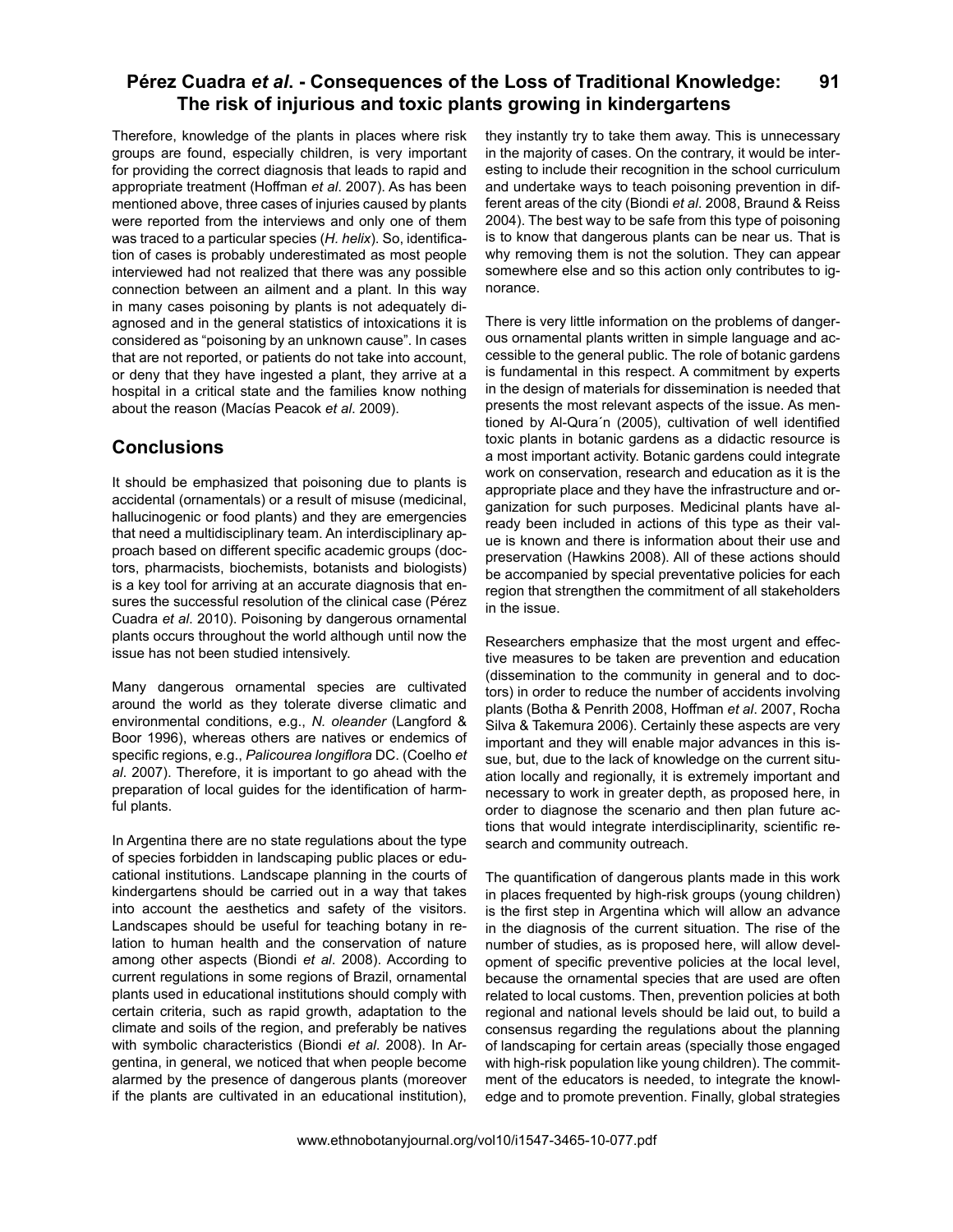Therefore, knowledge of the plants in places where risk groups are found, especially children, is very important for providing the correct diagnosis that leads to rapid and appropriate treatment (Hoffman *et al*. 2007). As has been mentioned above, three cases of injuries caused by plants were reported from the interviews and only one of them was traced to a particular species (*H. helix*). So, identification of cases is probably underestimated as most people interviewed had not realized that there was any possible connection between an ailment and a plant. In this way in many cases poisoning by plants is not adequately diagnosed and in the general statistics of intoxications it is considered as "poisoning by an unknown cause". In cases that are not reported, or patients do not take into account, or deny that they have ingested a plant, they arrive at a hospital in a critical state and the families know nothing about the reason (Macías Peacok *et al*. 2009).

## Conclusions

It should be emphasized that poisoning due to plants is accidental (ornamentals) or a result of misuse (medicinal, hallucinogenic or food plants) and they are emergencies that need a multidisciplinary team. An interdisciplinary approach based on different specific academic groups (doctors, pharmacists, biochemists, botanists and biologists) is a key tool for arriving at an accurate diagnosis that ensures the successful resolution of the clinical case (Pérez Cuadra *et al*. 2010). Poisoning by dangerous ornamental plants occurs throughout the world although until now the issue has not been studied intensively.

Many dangerous ornamental species are cultivated around the world as they tolerate diverse climatic and environmental conditions, e.g., *N. oleander* (Langford & Boor 1996), whereas others are natives or endemics of specific regions, e.g., *Palicourea longiflora* DC. (Coelho *et al*. 2007). Therefore, it is important to go ahead with the preparation of local guides for the identification of harmful plants.

In Argentina there are no state regulations about the type of species forbidden in landscaping public places or educational institutions. Landscape planning in the courts of kindergartens should be carried out in a way that takes into account the aesthetics and safety of the visitors. Landscapes should be useful for teaching botany in relation to human health and the conservation of nature among other aspects (Biondi *et al*. 2008). According to current regulations in some regions of Brazil, ornamental plants used in educational institutions should comply with certain criteria, such as rapid growth, adaptation to the climate and soils of the region, and preferably be natives with symbolic characteristics (Biondi *et al*. 2008). In Argentina, in general, we noticed that when people become alarmed by the presence of dangerous plants (moreover if the plants are cultivated in an educational institution), they instantly try to take them away. This is unnecessary in the majority of cases. On the contrary, it would be interesting to include their recognition in the school curriculum and undertake ways to teach poisoning prevention in different areas of the city (Biondi *et al*. 2008, Braund & Reiss 2004). The best way to be safe from this type of poisoning is to know that dangerous plants can be near us. That is why removing them is not the solution. They can appear somewhere else and so this action only contributes to ignorance.

There is very little information on the problems of dangerous ornamental plants written in simple language and accessible to the general public. The role of botanic gardens is fundamental in this respect. A commitment by experts in the design of materials for dissemination is needed that presents the most relevant aspects of the issue. As mentioned by Al-Qura´n (2005), cultivation of well identified toxic plants in botanic gardens as a didactic resource is a most important activity. Botanic gardens could integrate work on conservation, research and education as it is the appropriate place and they have the infrastructure and organization for such purposes. Medicinal plants have already been included in actions of this type as their value is known and there is information about their use and preservation (Hawkins 2008). All of these actions should be accompanied by special preventative policies for each region that strengthen the commitment of all stakeholders in the issue.

Researchers emphasize that the most urgent and effective measures to be taken are prevention and education (dissemination to the community in general and to doctors) in order to reduce the number of accidents involving plants (Botha & Penrith 2008, Hoffman *et al*. 2007, Rocha Silva & Takemura 2006). Certainly these aspects are very important and they will enable major advances in this issue, but, due to the lack of knowledge on the current situation locally and regionally, it is extremely important and necessary to work in greater depth, as proposed here, in order to diagnose the scenario and then plan future actions that would integrate interdisciplinarity, scientific research and community outreach.

The quantification of dangerous plants made in this work in places frequented by high-risk groups (young children) is the first step in Argentina which will allow an advance in the diagnosis of the current situation. The rise of the number of studies, as is proposed here, will allow development of specific preventive policies at the local level, because the ornamental species that are used are often related to local customs. Then, prevention policies at both regional and national levels should be laid out, to build a consensus regarding the regulations about the planning of landscaping for certain areas (specially those engaged with high-risk population like young children). The commitment of the educators is needed, to integrate the knowledge and to promote prevention. Finally, global strategies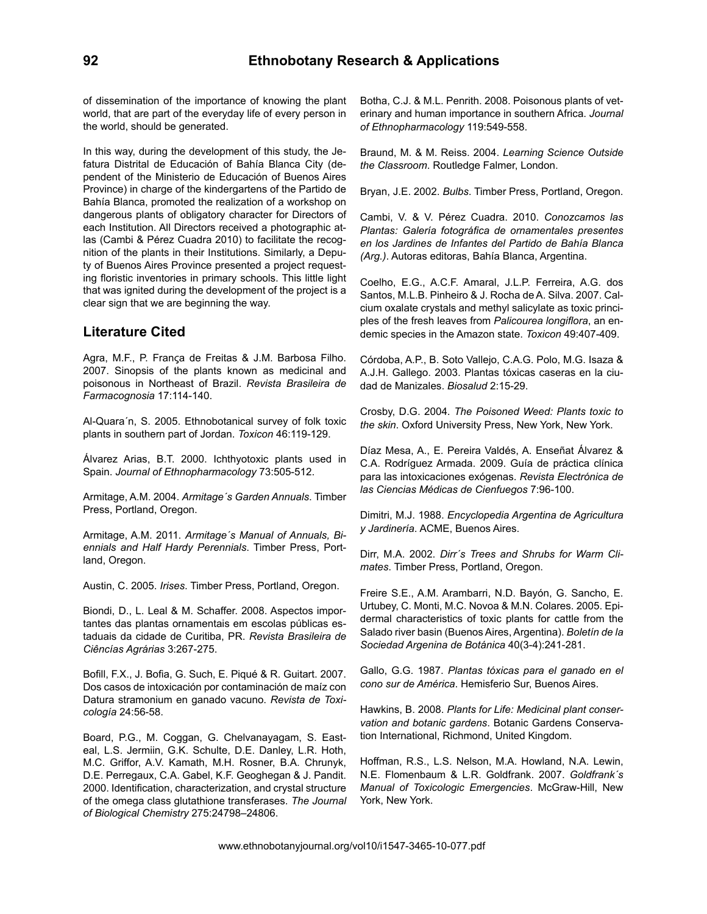of dissemination of the importance of knowing the plant world, that are part of the everyday life of every person in the world, should be generated.

In this way, during the development of this study, the Jefatura Distrital de Educación of Bahía Blanca City (dependent of the Ministerio de Educación of Buenos Aires Province) in charge of the kindergartens of the Partido de Bahía Blanca, promoted the realization of a workshop on dangerous plants of obligatory character for Directors of each Institution. All Directors received a photographic atlas (Cambi & Pérez Cuadra 2010) to facilitate the recognition of the plants in their Institutions. Similarly, a Deputy of Buenos Aires Province presented a project requesting floristic inventories in primary schools. This little light that was ignited during the development of the project is a clear sign that we are beginning the way.

## Literature Cited

Agra, M.F., P. França de Freitas & J.M. Barbosa Filho. 2007. Sinopsis of the plants known as medicinal and poisonous in Northeast of Brazil. *Revista Brasileira de Farmacognosia* 17:114-140.

Al-Quara´n, S. 2005. Ethnobotanical survey of folk toxic plants in southern part of Jordan. *Toxicon* 46:119-129.

Álvarez Arias, B.T. 2000. Ichthyotoxic plants used in Spain. *Journal of Ethnopharmacology* 73:505-512.

Armitage, A.M. 2004. *Armitage´s Garden Annuals*. Timber Press, Portland, Oregon.

Armitage, A.M. 2011. *Armitage´s Manual of Annuals, Biennials and Half Hardy Perennials*. Timber Press, Portland, Oregon.

Austin, C. 2005. *Irises*. Timber Press, Portland, Oregon.

Biondi, D., L. Leal & M. Schaffer. 2008. Aspectos importantes das plantas ornamentais em escolas públicas estaduais da cidade de Curitiba, PR. *Revista Brasileira de Ciêncías Agrárias* 3:267-275.

Bofill, F.X., J. Bofia, G. Such, E. Piqué & R. Guitart. 2007. Dos casos de intoxicación por contaminación de maíz con Datura stramonium en ganado vacuno. *Revista de Toxicología* 24:56-58.

Board, P.G., M. Coggan, G. Chelvanayagam, S. Easteal, L.S. Jermiin, G.K. Schulte, D.E. Danley, L.R. Hoth, M.C. Griffor, A.V. Kamath, M.H. Rosner, B.A. Chrunyk, D.E. Perregaux, C.A. Gabel, K.F. Geoghegan & J. Pandit. 2000. Identification, characterization, and crystal structure of the omega class glutathione transferases. *The Journal of Biological Chemistry* 275:24798–24806.

Botha, C.J. & M.L. Penrith. 2008. Poisonous plants of veterinary and human importance in southern Africa. *Journal of Ethnopharmacology* 119:549-558.

Braund, M. & M. Reiss. 2004. *Learning Science Outside the Classroom*. Routledge Falmer, London.

Bryan, J.E. 2002. *Bulbs*. Timber Press, Portland, Oregon.

Cambi, V. & V. Pérez Cuadra. 2010. *Conozcamos las Plantas: Galería fotográfica de ornamentales presentes en los Jardines de Infantes del Partido de Bahía Blanca (Arg.)*. Autoras editoras, Bahía Blanca, Argentina.

Coelho, E.G., A.C.F. Amaral, J.L.P. Ferreira, A.G. dos Santos, M.L.B. Pinheiro & J. Rocha de A. Silva. 2007. Calcium oxalate crystals and methyl salicylate as toxic principles of the fresh leaves from *Palicourea longiflora*, an endemic species in the Amazon state. *Toxicon* 49:407-409.

Córdoba, A.P., B. Soto Vallejo, C.A.G. Polo, M.G. Isaza & A.J.H. Gallego. 2003. Plantas tóxicas caseras en la ciudad de Manizales. *Biosalud* 2:15-29.

Crosby, D.G. 2004. *The Poisoned Weed: Plants toxic to the skin*. Oxford University Press, New York, New York.

Díaz Mesa, A., E. Pereira Valdés, A. Enseñat Álvarez & C.A. Rodríguez Armada. 2009. Guía de práctica clínica para las intoxicaciones exógenas. *Revista Electrónica de las Ciencias Médicas de Cienfuegos* 7:96-100.

Dimitri, M.J. 1988. *Encyclopedia Argentina de Agricultura y Jardinería*. ACME, Buenos Aires.

Dirr, M.A. 2002. *Dirr´s Trees and Shrubs for Warm Climates*. Timber Press, Portland, Oregon.

Freire S.E., A.M. Arambarri, N.D. Bayón, G. Sancho, E. Urtubey, C. Monti, M.C. Novoa & M.N. Colares. 2005. Epidermal characteristics of toxic plants for cattle from the Salado river basin (Buenos Aires, Argentina). *Boletín de la Sociedad Argenina de Botánica* 40(3-4):241-281.

Gallo, G.G. 1987. *Plantas tóxicas para el ganado en el cono sur de América*. Hemisferio Sur, Buenos Aires.

Hawkins, B. 2008. *Plants for Life: Medicinal plant conservation and botanic gardens*. Botanic Gardens Conservation International, Richmond, United Kingdom.

Hoffman, R.S., L.S. Nelson, M.A. Howland, N.A. Lewin, N.E. Flomenbaum & L.R. Goldfrank. 2007. *Goldfrank´s Manual of Toxicologic Emergencies*. McGraw-Hill, New York, New York.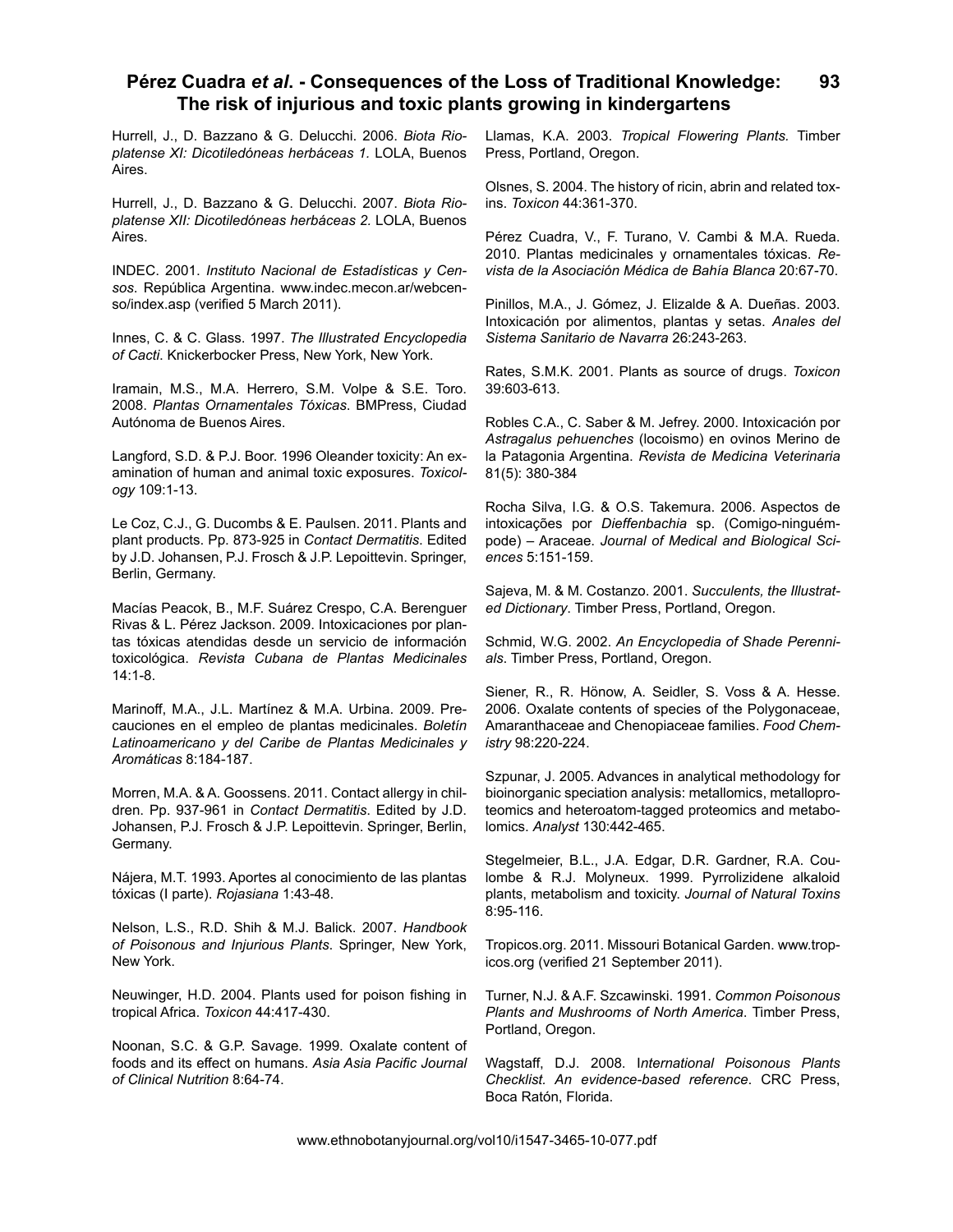Hurrell, J., D. Bazzano & G. Delucchi. 2006. *Biota Rioplatense XI: Dicotiledóneas herbáceas 1.* LOLA, Buenos Aires.

Hurrell, J., D. Bazzano & G. Delucchi. 2007. *Biota Rioplatense XII: Dicotiledóneas herbáceas 2.* LOLA, Buenos Aires.

INDEC. 2001. *Instituto Nacional de Estadísticas y Censos*. República Argentina. www.indec.mecon.ar/webcenso/index.asp (verified 5 March 2011).

Innes, C. & C. Glass. 1997. *The Illustrated Encyclopedia of Cacti*. Knickerbocker Press, New York, New York.

Iramain, M.S., M.A. Herrero, S.M. Volpe & S.E. Toro. 2008. *Plantas Ornamentales Tóxicas*. BMPress, Ciudad Autónoma de Buenos Aires.

Langford, S.D. & P.J. Boor. 1996 Oleander toxicity: An examination of human and animal toxic exposures. *Toxicology* 109:1-13.

Le Coz, C.J., G. Ducombs & E. Paulsen. 2011. Plants and plant products. Pp. 873-925 in *Contact Dermatitis*. Edited by J.D. Johansen, P.J. Frosch & J.P. Lepoittevin. Springer, Berlin, Germany.

Macías Peacok, B., M.F. Suárez Crespo, C.A. Berenguer Rivas & L. Pérez Jackson. 2009. Intoxicaciones por plantas tóxicas atendidas desde un servicio de información toxicológica. *Revista Cubana de Plantas Medicinales* 14:1-8.

Marinoff, M.A., J.L. Martínez & M.A. Urbina. 2009. Precauciones en el empleo de plantas medicinales. *Boletín Latinoamericano y del Caribe de Plantas Medicinales y Aromáticas* 8:184-187.

Morren, M.A. & A. Goossens. 2011. Contact allergy in children. Pp. 937-961 in *Contact Dermatitis*. Edited by J.D. Johansen, P.J. Frosch & J.P. Lepoittevin. Springer, Berlin, Germany.

Nájera, M.T. 1993. Aportes al conocimiento de las plantas tóxicas (I parte). *Rojasiana* 1:43-48.

Nelson, L.S., R.D. Shih & M.J. Balick. 2007. *Handbook of Poisonous and Injurious Plants*. Springer, New York, New York.

Neuwinger, H.D. 2004. Plants used for poison fishing in tropical Africa. *Toxicon* 44:417-430.

Noonan, S.C. & G.P. Savage. 1999. Oxalate content of foods and its effect on humans. *Asia Asia Pacific Journal of Clinical Nutrition* 8:64-74.

Llamas, K.A. 2003. *Tropical Flowering Plants.* Timber Press, Portland, Oregon.

Olsnes, S. 2004. The history of ricin, abrin and related toxins. *Toxicon* 44:361-370.

Pérez Cuadra, V., F. Turano, V. Cambi & M.A. Rueda. 2010. Plantas medicinales y ornamentales tóxicas. *Revista de la Asociación Médica de Bahía Blanca* 20:67-70.

Pinillos, M.A., J. Gómez, J. Elizalde & A. Dueñas. 2003. Intoxicación por alimentos, plantas y setas. *Anales del Sistema Sanitario de Navarra* 26:243-263.

Rates, S.M.K. 2001. Plants as source of drugs. *Toxicon* 39:603-613.

Robles C.A., C. Saber & M. Jefrey. 2000. Intoxicación por *Astragalus pehuenches* (locoismo) en ovinos Merino de la Patagonia Argentina. *Revista de Medicina Veterinaria* 81(5): 380-384

Rocha Silva, I.G. & O.S. Takemura. 2006. Aspectos de intoxicações por *Dieffenbachia* sp. (Comigo-ninguém-pode) – Araceae. *Journal of Medical and Biological Sciences* 5:151-159.

Sajeva, M. & M. Costanzo. 2001. *Succulents, the Illustrated Dictionary*. Timber Press, Portland, Oregon.

Schmid, W.G. 2002. *An Encyclopedia of Shade Perennials*. Timber Press, Portland, Oregon.

Siener, R., R. Hönow, A. Seidler, S. Voss & A. Hesse. 2006. Oxalate contents of species of the Polygonaceae, Amaranthaceae and Chenopiaceae families. *Food Chemistry* 98:220-224.

Szpunar, J. 2005. Advances in analytical methodology for bioinorganic speciation analysis: metallomics, metalloproteomics and heteroatom-tagged proteomics and metabolomics. *Analyst* 130:442-465.

Stegelmeier, B.L., J.A. Edgar, D.R. Gardner, R.A. Coulombe & R.J. Molyneux. 1999. Pyrrolizidene alkaloid plants, metabolism and toxicity. *Journal of Natural Toxins* 8:95-116.

Tropicos.org. 2011. Missouri Botanical Garden. www.tropicos.org (verified 21 September 2011).

Turner, N.J. & A.F. Szczawinski. 1991. *Common Poisonous Plants and Mushrooms of North America*. Timber Press, Portland, Oregon.

Wagstaff, D.J. 2008. I*nternational Poisonous Plants Checklist. An evidence-based reference*. CRC Press, Boca Ratón, Florida.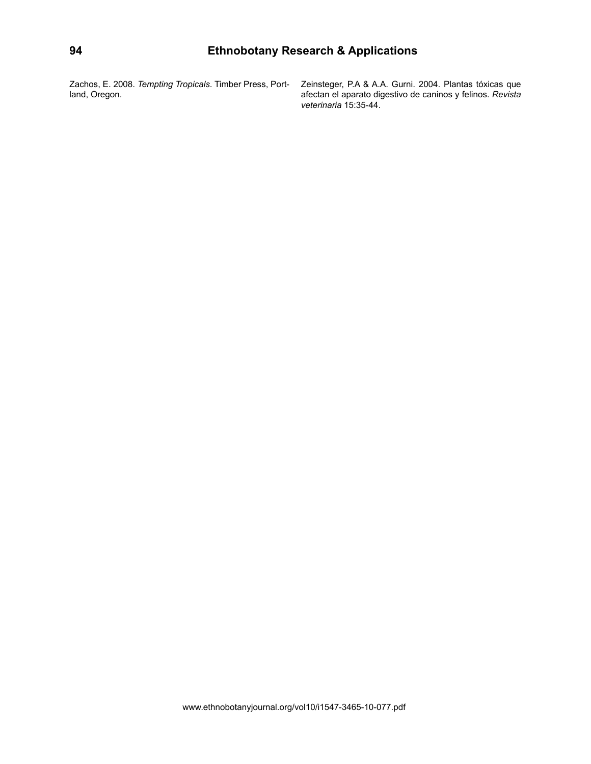Zachos, E. 2008. *Tempting Tropicals*. Timber Press, Portland, Oregon.

Zeinsteger, P.A & A.A. Gurni. 2004. Plantas tóxicas que afectan el aparato digestivo de caninos y felinos. *Revista veterinaria* 15:35-44.